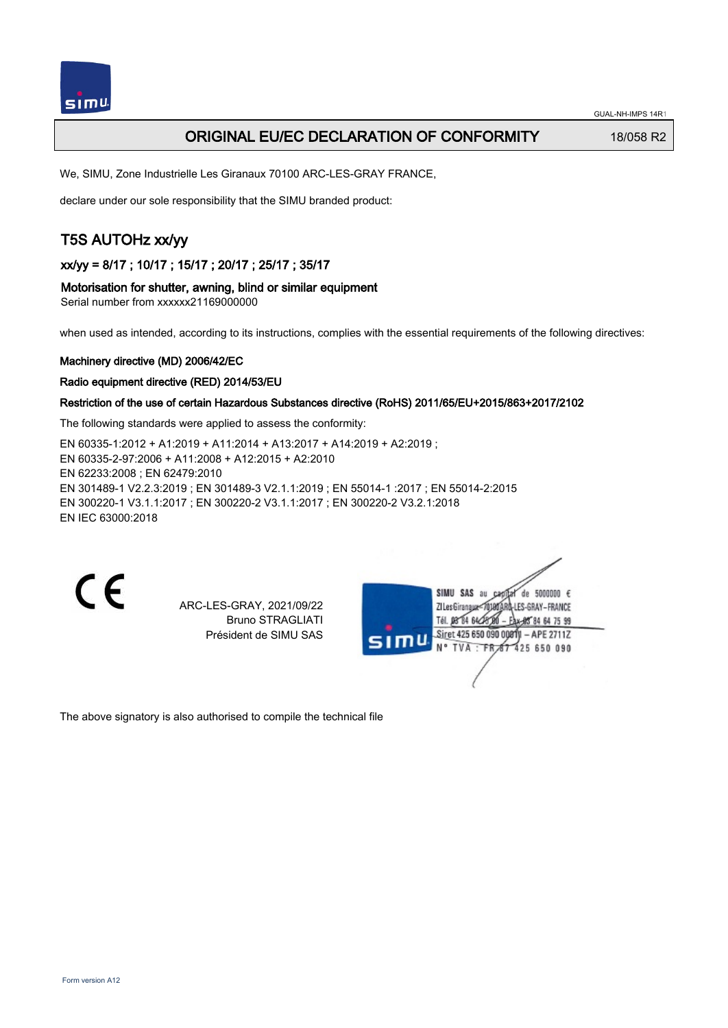# ORIGINAL EU/EC DECLARATION OF CONFORMITY

18/058 R2

We, SIMU, Zone Industrielle Les Giranaux 70100 ARC-LES-GRAY FRANCE,

declare under our sole responsibility that the SIMU branded product:

## T5S AUTOHz xx/yy

### xx/yy = 8/17 ; 10/17 ; 15/17 ; 20/17 ; 25/17 ; 35/17

### Motorisation for shutter, awning, blind or similar equipment

Serial number from xxxxxx21169000000

when used as intended, according to its instructions, complies with the essential requirements of the following directives:

**Machinery directive (MD) 2006/42/EC**

**Radio equipment directive (RED) 2014/53/EU**

**Restriction of the use of certain Hazardous Substances directive (RoHS) 2011/65/EU+2015/863+2017/2102**

The following standards were applied to assess the conformity:

EN 60335-1:2012 + A1:2019 + A11:2014 + A13:2017 + A14:2019 + A2:2019 ;
EN 60335-2-97:2006 + A11:2008 + A12:2015 + A2:2010
EN 62233:2008 ; EN 62479:2010
EN 301489-1 V2.2.3:2019 ; EN 301489-3 V2.1.1:2019 ; EN 55014-1 :2017 ; EN 55014-2:2015
EN 300220-1 V3.1.1:2017 ; EN 300220-2 V3.1.1:2017 ; EN 300220-2 V3.2.1:2018
EN IEC 63000:2018

CE

ARC-LES-GRAY, 2021/09/22
Bruno STRAGLIATI
Président de SIMU SAS

SIMU SAS au capital de 5000000 €
ZI Les Giranaux 70100 ARC-LES-GRAY-FRANCE
Tél. 03 84 64 75 00 – Fax 03 84 64 75 99
Siret 425 650 090 00011 – APE 2711Z
N° TVA : FR 67 425 650 090

The above signatory is also authorised to compile the technical file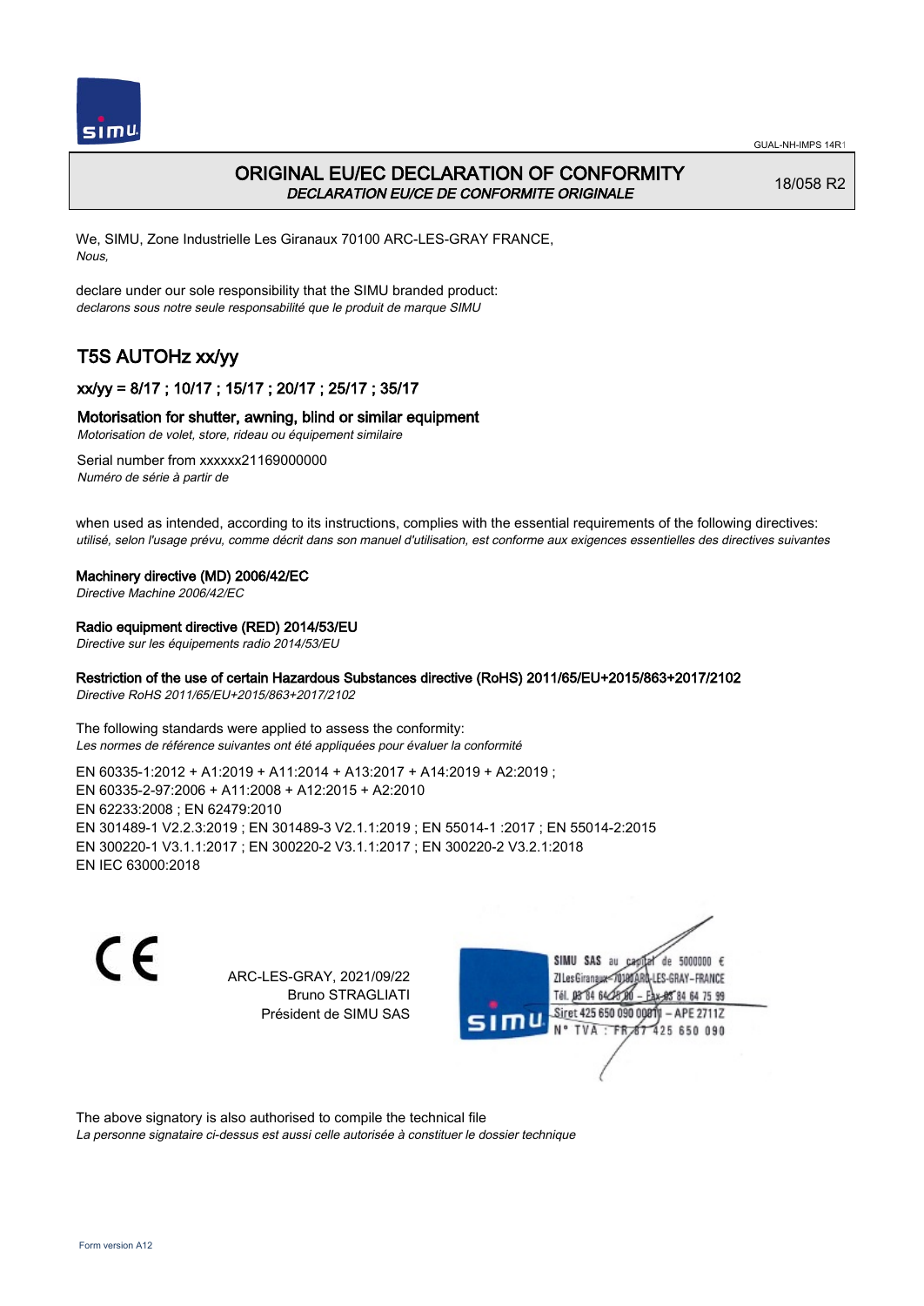# ORIGINAL EU/EC DECLARATION OF CONFORMITY
*DECLARATION EU/CE DE CONFORMITE ORIGINALE*

18/058 R2

We, SIMU, Zone Industrielle Les Giranaux 70100 ARC-LES-GRAY FRANCE,
*Nous,*

declare under our sole responsibility that the SIMU branded product:
*declarons sous notre seule responsabilité que le produit de marque SIMU*

## T5S AUTOHz xx/yy

### xx/yy = 8/17 ; 10/17 ; 15/17 ; 20/17 ; 25/17 ; 35/17

### Motorisation for shutter, awning, blind or similar equipment
*Motorisation de volet, store, rideau ou équipement similaire*

Serial number from xxxxxx21169000000
*Numéro de série à partir de*

when used as intended, according to its instructions, complies with the essential requirements of the following directives:
*utilisé, selon l'usage prévu, comme décrit dans son manuel d'utilisation, est conforme aux exigences essentielles des directives suivantes*

**Machinery directive (MD) 2006/42/EC**
*Directive Machine 2006/42/EC*

**Radio equipment directive (RED) 2014/53/EU**
*Directive sur les équipements radio 2014/53/EU*

**Restriction of the use of certain Hazardous Substances directive (RoHS) 2011/65/EU+2015/863+2017/2102**
*Directive RoHS 2011/65/EU+2015/863+2017/2102*

The following standards were applied to assess the conformity:
*Les normes de référence suivantes ont été appliquées pour évaluer la conformité*

EN 60335-1:2012 + A1:2019 + A11:2014 + A13:2017 + A14:2019 + A2:2019 ;
EN 60335-2-97:2006 + A11:2008 + A12:2015 + A2:2010
EN 62233:2008 ; EN 62479:2010
EN 301489-1 V2.2.3:2019 ; EN 301489-3 V2.1.1:2019 ; EN 55014-1 :2017 ; EN 55014-2:2015
EN 300220-1 V3.1.1:2017 ; EN 300220-2 V3.1.1:2017 ; EN 300220-2 V3.2.1:2018
EN IEC 63000:2018

CE

ARC-LES-GRAY, 2021/09/22
Bruno STRAGLIATI
Président de SIMU SAS

SIMU SAS au capital de 5000000 €
ZI Les Giranaux 70100 ARC-LES-GRAY-FRANCE
Tél. 03 84 64 75 00 – Fax 03 84 64 75 99
Siret 425 650 090 00011 – APE 2711Z
N° TVA : FR 67 425 650 090

The above signatory is also authorised to compile the technical file
*La personne signataire ci-dessus est aussi celle autorisée à constituer le dossier technique*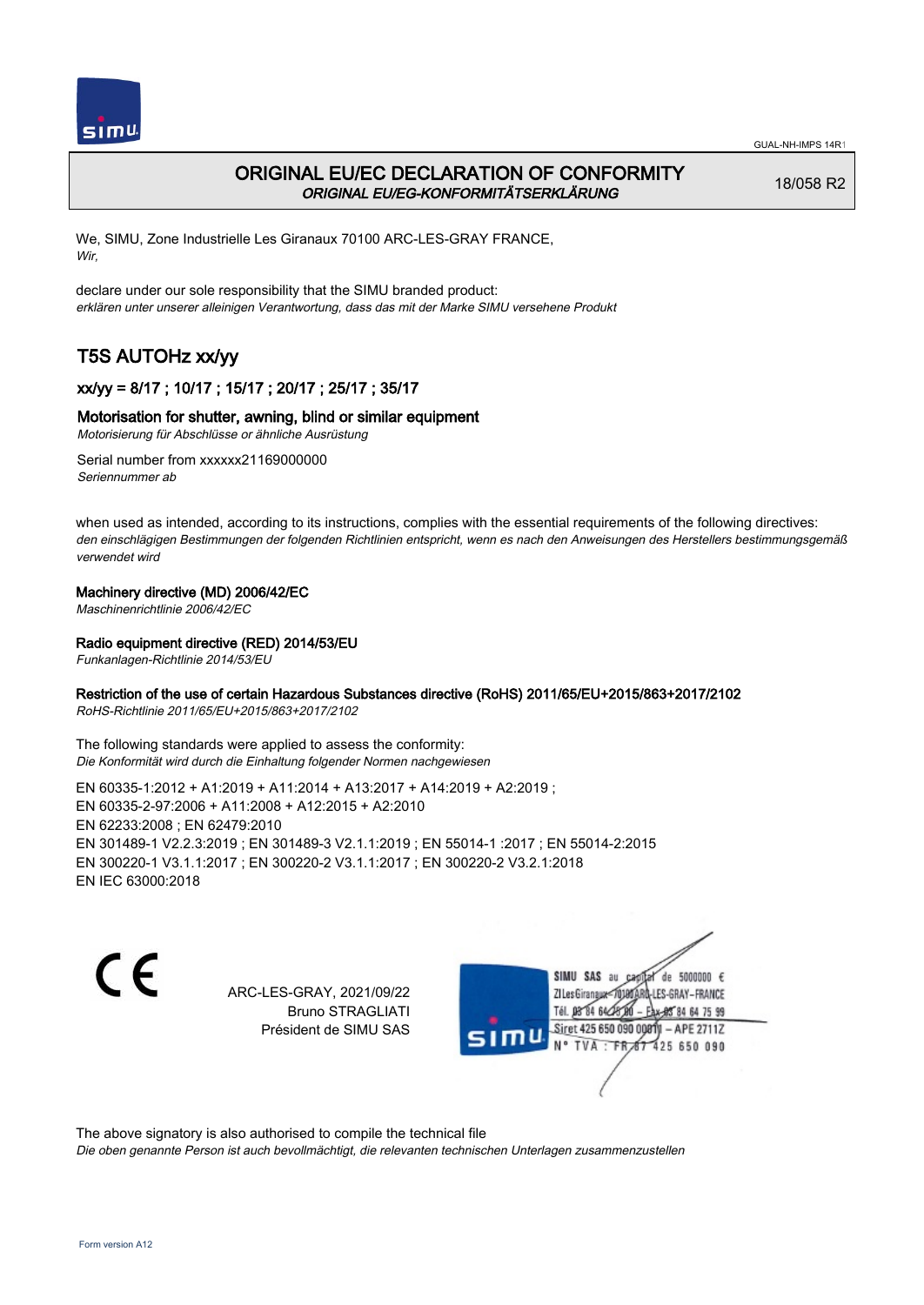# ORIGINAL EU/EC DECLARATION OF CONFORMITY

*ORIGINAL EU/EG-KONFORMITÄTSERKLÄRUNG*

18/058 R2

We, SIMU, Zone Industrielle Les Giranaux 70100 ARC-LES-GRAY FRANCE,
*Wir,*

declare under our sole responsibility that the SIMU branded product:
*erklären unter unserer alleinigen Verantwortung, dass das mit der Marke SIMU versehene Produkt*

## T5S AUTOHz xx/yy

### xx/yy = 8/17 ; 10/17 ; 15/17 ; 20/17 ; 25/17 ; 35/17

### Motorisation for shutter, awning, blind or similar equipment

*Motorisierung für Abschlüsse or ähnliche Ausrüstung*

Serial number from xxxxxx21169000000
*Seriennummer ab*

when used as intended, according to its instructions, complies with the essential requirements of the following directives:
*den einschlägigen Bestimmungen der folgenden Richtlinien entspricht, wenn es nach den Anweisungen des Herstellers bestimmungsgemäß verwendet wird*

**Machinery directive (MD) 2006/42/EC**
*Maschinenrichtlinie 2006/42/EC*

**Radio equipment directive (RED) 2014/53/EU**
*Funkanlagen-Richtlinie 2014/53/EU*

**Restriction of the use of certain Hazardous Substances directive (RoHS) 2011/65/EU+2015/863+2017/2102**
*RoHS-Richtlinie 2011/65/EU+2015/863+2017/2102*

The following standards were applied to assess the conformity:
*Die Konformität wird durch die Einhaltung folgender Normen nachgewiesen*

EN 60335-1:2012 + A1:2019 + A11:2014 + A13:2017 + A14:2019 + A2:2019 ;
EN 60335-2-97:2006 + A11:2008 + A12:2015 + A2:2010
EN 62233:2008 ; EN 62479:2010
EN 301489-1 V2.2.3:2019 ; EN 301489-3 V2.1.1:2019 ; EN 55014-1 :2017 ; EN 55014-2:2015
EN 300220-1 V3.1.1:2017 ; EN 300220-2 V3.1.1:2017 ; EN 300220-2 V3.2.1:2018
EN IEC 63000:2018

CE

ARC-LES-GRAY, 2021/09/22
Bruno STRAGLIATI
Président de SIMU SAS

SIMU SAS au capital de 5000000 €
ZI Les Giranaux 70100 ARC-LES-GRAY-FRANCE
Tél. 03 84 64 75 00 – Fax 03 84 64 75 99
Siret 425 650 090 00011 – APE 2711Z
N° TVA : FR 87 425 650 090

The above signatory is also authorised to compile the technical file
*Die oben genannte Person ist auch bevollmächtigt, die relevanten technischen Unterlagen zusammenzustellen*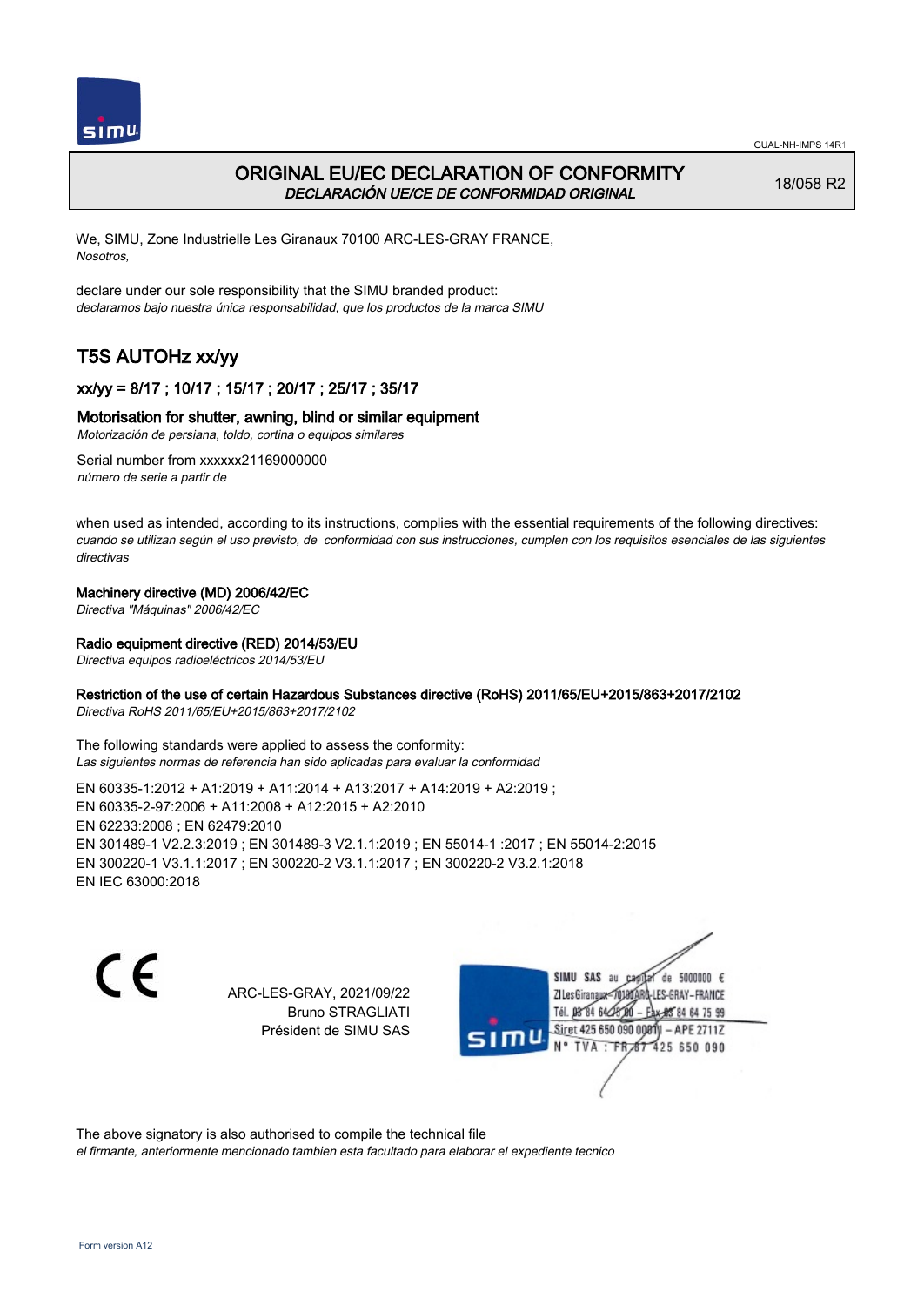# ORIGINAL EU/EC DECLARATION OF CONFORMITY
*DECLARACIÓN UE/CE DE CONFORMIDAD ORIGINAL*

18/058 R2

We, SIMU, Zone Industrielle Les Giranaux 70100 ARC-LES-GRAY FRANCE,
*Nosotros,*

declare under our sole responsibility that the SIMU branded product:
*declaramos bajo nuestra única responsabilidad, que los productos de la marca SIMU*

## T5S AUTOHz xx/yy

### xx/yy = 8/17 ; 10/17 ; 15/17 ; 20/17 ; 25/17 ; 35/17

### Motorisation for shutter, awning, blind or similar equipment
*Motorización de persiana, toldo, cortina o equipos similares*

Serial number from xxxxxx21169000000
*número de serie a partir de*

when used as intended, according to its instructions, complies with the essential requirements of the following directives:
*cuando se utilizan según el uso previsto, de conformidad con sus instrucciones, cumplen con los requisitos esenciales de las siguientes directivas*

**Machinery directive (MD) 2006/42/EC**
*Directiva "Máquinas" 2006/42/EC*

**Radio equipment directive (RED) 2014/53/EU**
*Directiva equipos radioeléctricos 2014/53/EU*

**Restriction of the use of certain Hazardous Substances directive (RoHS) 2011/65/EU+2015/863+2017/2102**
*Directiva RoHS 2011/65/EU+2015/863+2017/2102*

The following standards were applied to assess the conformity:
*Las siguientes normas de referencia han sido aplicadas para evaluar la conformidad*

EN 60335-1:2012 + A1:2019 + A11:2014 + A13:2017 + A14:2019 + A2:2019 ;
EN 60335-2-97:2006 + A11:2008 + A12:2015 + A2:2010
EN 62233:2008 ; EN 62479:2010
EN 301489-1 V2.2.3:2019 ; EN 301489-3 V2.1.1:2019 ; EN 55014-1 :2017 ; EN 55014-2:2015
EN 300220-1 V3.1.1:2017 ; EN 300220-2 V3.1.1:2017 ; EN 300220-2 V3.2.1:2018
EN IEC 63000:2018

CE

ARC-LES-GRAY, 2021/09/22
Bruno STRAGLIATI
Président de SIMU SAS

SIMU SAS au capital de 5000000 €
ZI Les Giranaux 70100 ARC-LES-GRAY-FRANCE
Tél. 03 84 64 75 00 – Fax 03 84 64 75 99
Siret 425 650 090 00011 – APE 2711Z
N° TVA : FR 87 425 650 090

The above signatory is also authorised to compile the technical file
*el firmante, anteriormente mencionado tambien esta facultado para elaborar el expediente tecnico*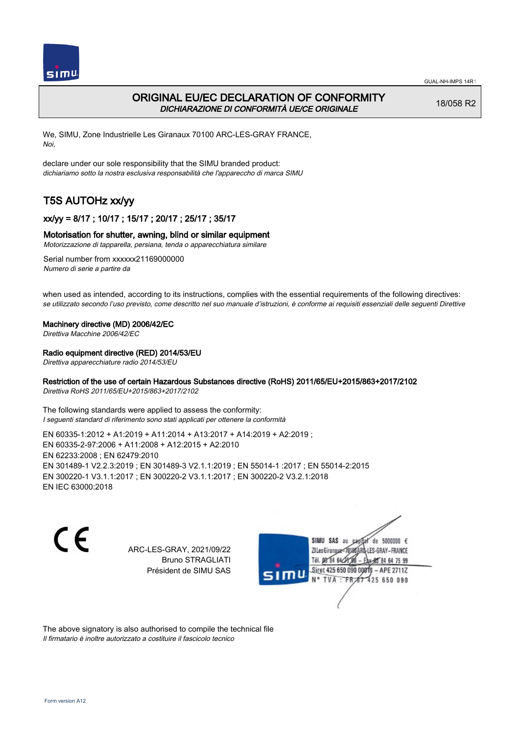# ORIGINAL EU/EC DECLARATION OF CONFORMITY

*DICHIARAZIONE DI CONFORMITÀ UE/CE ORIGINALE*

18/058 R2

We, SIMU, Zone Industrielle Les Giranaux 70100 ARC-LES-GRAY FRANCE,
*Noi,*

declare under our sole responsibility that the SIMU branded product:
*dichiariamo sotto la nostra esclusiva responsabilità che l'apparecchio di marca SIMU*

## T5S AUTOHz xx/yy

### xx/yy = 8/17 ; 10/17 ; 15/17 ; 20/17 ; 25/17 ; 35/17

### Motorisation for shutter, awning, blind or similar equipment

*Motorizzazione di tapparella, persiana, tenda o apparecchiatura similare*

Serial number from xxxxxx21169000000
*Numero di serie a partire da*

when used as intended, according to its instructions, complies with the essential requirements of the following directives:
*se utilizzato secondo l'uso previsto, come descritto nel suo manuale d'istruzioni, è conforme ai requisiti essenziali delle seguenti Direttive*

**Machinery directive (MD) 2006/42/EC**
*Direttiva Macchine 2006/42/EC*

**Radio equipment directive (RED) 2014/53/EU**
*Direttiva apparecchiature radio 2014/53/EU*

**Restriction of the use of certain Hazardous Substances directive (RoHS) 2011/65/EU+2015/863+2017/2102**
*Direttiva RoHS 2011/65/EU+2015/863+2017/2102*

The following standards were applied to assess the conformity:
*I seguenti standard di riferimento sono stati applicati per ottenere la conformità*

EN 60335-1:2012 + A1:2019 + A11:2014 + A13:2017 + A14:2019 + A2:2019 ;
EN 60335-2-97:2006 + A11:2008 + A12:2015 + A2:2010
EN 62233:2008 ; EN 62479:2010
EN 301489-1 V2.2.3:2019 ; EN 301489-3 V2.1.1:2019 ; EN 55014-1 :2017 ; EN 55014-2:2015
EN 300220-1 V3.1.1:2017 ; EN 300220-2 V3.1.1:2017 ; EN 300220-2 V3.2.1:2018
EN IEC 63000:2018

CE

ARC-LES-GRAY, 2021/09/22
Bruno STRAGLIATI
Président de SIMU SAS

SIMU SAS au capital de 5000000 €
ZI Les Giranaux 70100 ARC-LES-GRAY-FRANCE
Tél. 03 84 64 75 00 – Fax 03 84 64 75 99
Siret 425 650 090 00011 – APE 2711Z
N° TVA : FR 87 425 650 090

The above signatory is also authorised to compile the technical file
*Il firmatario è inoltre autorizzato a costituire il fascicolo tecnico*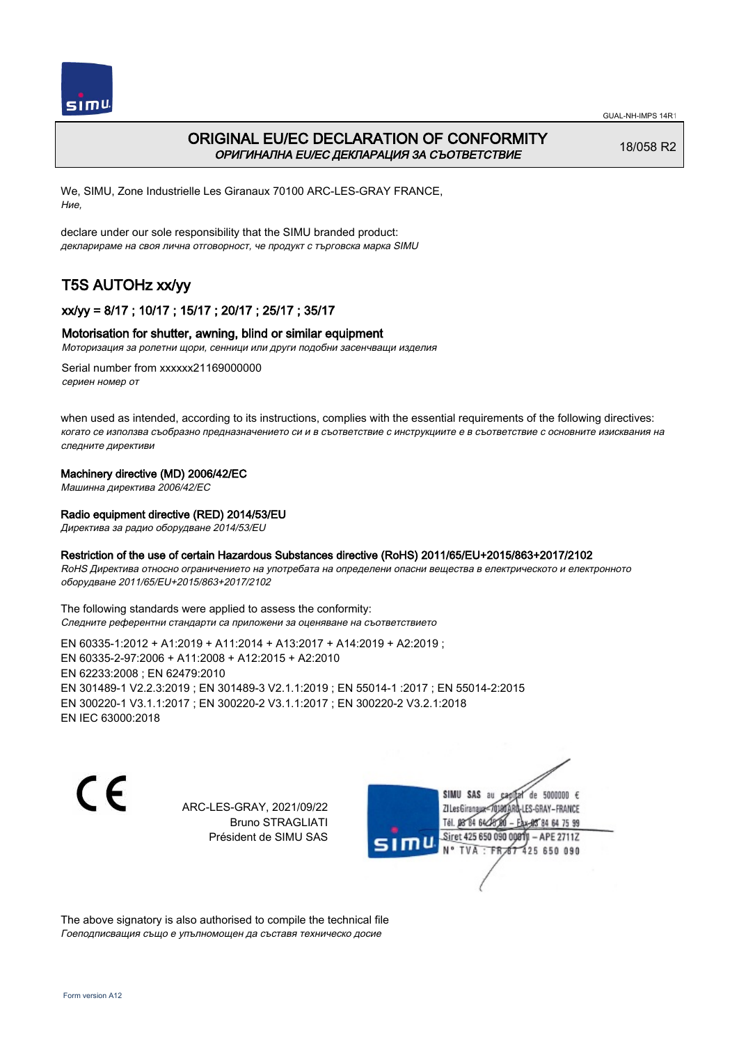GUAL-NH-IMPS 14R1

# ORIGINAL EU/EC DECLARATION OF CONFORMITY
*ОРИГИНАЛНА EU/EC ДЕКЛАРАЦИЯ ЗА СЪОТВЕТСТВИЕ*

18/058 R2

We, SIMU, Zone Industrielle Les Giranaux 70100 ARC-LES-GRAY FRANCE,
*Ние,*

declare under our sole responsibility that the SIMU branded product:
*декларираме на своя лична отговорност, че продукт с търговска марка SIMU*

## T5S AUTOHz xx/yy

### xx/yy = 8/17 ; 10/17 ; 15/17 ; 20/17 ; 25/17 ; 35/17

### Motorisation for shutter, awning, blind or similar equipment
*Моторизация за ролетни щори, сенници или други подобни засенчващи изделия*

Serial number from xxxxxx21169000000
*сериен номер от*

when used as intended, according to its instructions, complies with the essential requirements of the following directives:
*когато се използва съобразно предназначението си и в съответствие с инструкциите е в съответствие с основните изисквания на следните директиви*

**Machinery directive (MD) 2006/42/EC**
*Машинна директива 2006/42/EC*

**Radio equipment directive (RED) 2014/53/EU**
*Директива за радио оборудване 2014/53/EU*

**Restriction of the use of certain Hazardous Substances directive (RoHS) 2011/65/EU+2015/863+2017/2102**
*RoHS Директива относно ограничението на употребата на определени опасни вещества в електрическото и електронното оборудване 2011/65/EU+2015/863+2017/2102*

The following standards were applied to assess the conformity:
*Следните референтни стандарти са приложени за оценяване на съответствието*

EN 60335-1:2012 + A1:2019 + A11:2014 + A13:2017 + A14:2019 + A2:2019 ;
EN 60335-2-97:2006 + A11:2008 + A12:2015 + A2:2010
EN 62233:2008 ; EN 62479:2010
EN 301489-1 V2.2.3:2019 ; EN 301489-3 V2.1.1:2019 ; EN 55014-1 :2017 ; EN 55014-2:2015
EN 300220-1 V3.1.1:2017 ; EN 300220-2 V3.1.1:2017 ; EN 300220-2 V3.2.1:2018
EN IEC 63000:2018

CE

ARC-LES-GRAY, 2021/09/22
Bruno STRAGLIATI
Président de SIMU SAS

SIMU SAS au capital de 5000000 €
ZI Les Giranaux 70100 ARC-LES-GRAY-FRANCE
Tél. 03 84 64 75 00 – Fax 03 84 64 75 99
Siret 425 650 090 00011 – APE 2711Z
N° TVA : FR 87 425 650 090

The above signatory is also authorised to compile the technical file
*Гоеподписващия също е упълномощен да съставя техническо досие*

Form version A12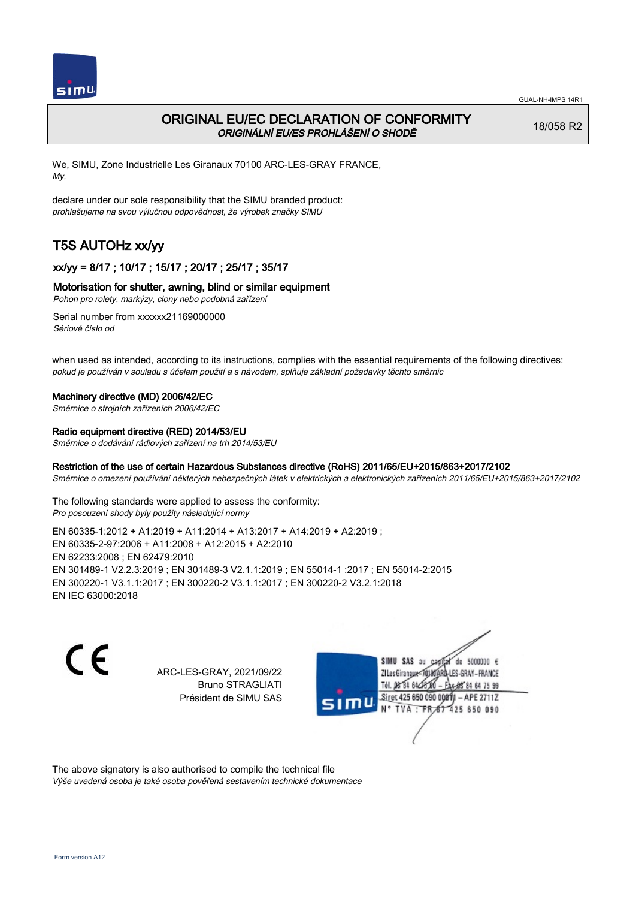# ORIGINAL EU/EC DECLARATION OF CONFORMITY
*ORIGINÁLNÍ EU/ES PROHLÁŠENÍ O SHODĚ*

18/058 R2

We, SIMU, Zone Industrielle Les Giranaux 70100 ARC-LES-GRAY FRANCE,
*My,*

declare under our sole responsibility that the SIMU branded product:
*prohlašujeme na svou výlučnou odpovědnost, že výrobek značky SIMU*

## T5S AUTOHz xx/yy

### xx/yy = 8/17 ; 10/17 ; 15/17 ; 20/17 ; 25/17 ; 35/17

### Motorisation for shutter, awning, blind or similar equipment
*Pohon pro rolety, markýzy, clony nebo podobná zařízení*

Serial number from xxxxxx21169000000
*Sériové číslo od*

when used as intended, according to its instructions, complies with the essential requirements of the following directives:
*pokud je používán v souladu s účelem použití a s návodem, splňuje základní požadavky těchto směrnic*

**Machinery directive (MD) 2006/42/EC**
*Směrnice o strojních zařízeních 2006/42/EC*

**Radio equipment directive (RED) 2014/53/EU**
*Směrnice o dodávání rádiových zařízení na trh 2014/53/EU*

**Restriction of the use of certain Hazardous Substances directive (RoHS) 2011/65/EU+2015/863+2017/2102**
*Směrnice o omezení používání některých nebezpečných látek v elektrických a elektronických zařízeních 2011/65/EU+2015/863+2017/2102*

The following standards were applied to assess the conformity:
*Pro posouzení shody byly použity následující normy*

EN 60335-1:2012 + A1:2019 + A11:2014 + A13:2017 + A14:2019 + A2:2019 ;
EN 60335-2-97:2006 + A11:2008 + A12:2015 + A2:2010
EN 62233:2008 ; EN 62479:2010
EN 301489-1 V2.2.3:2019 ; EN 301489-3 V2.1.1:2019 ; EN 55014-1 :2017 ; EN 55014-2:2015
EN 300220-1 V3.1.1:2017 ; EN 300220-2 V3.1.1:2017 ; EN 300220-2 V3.2.1:2018
EN IEC 63000:2018

CE

ARC-LES-GRAY, 2021/09/22
Bruno STRAGLIATI
Président de SIMU SAS

SIMU SAS au capital de 5000000 €
ZI Les Giranaux 70100 ARC-LES-GRAY-FRANCE
Tél. 03 84 64 75 00 – Fax 03 84 64 75 99
Siret 425 650 090 00011 – APE 2711Z
N° TVA : FR87 425 650 090

The above signatory is also authorised to compile the technical file
*Výše uvedená osoba je také osoba pověřená sestavením technické dokumentace*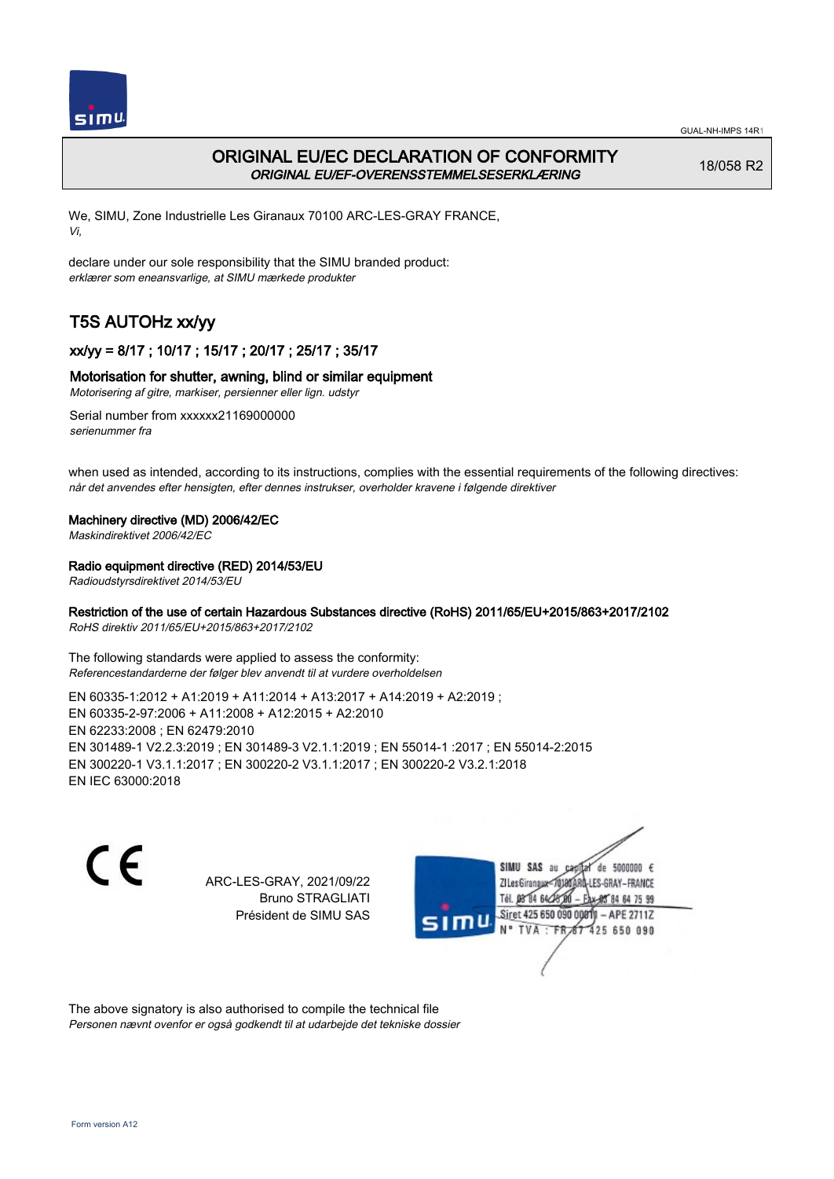# ORIGINAL EU/EC DECLARATION OF CONFORMITY
*ORIGINAL EU/EF-OVERENSSTEMMELSESERKLÆRING*

18/058 R2

We, SIMU, Zone Industrielle Les Giranaux 70100 ARC-LES-GRAY FRANCE,
*Vi,*

declare under our sole responsibility that the SIMU branded product:
*erklærer som eneansvarlige, at SIMU mærkede produkter*

## T5S AUTOHz xx/yy

### xx/yy = 8/17 ; 10/17 ; 15/17 ; 20/17 ; 25/17 ; 35/17

### Motorisation for shutter, awning, blind or similar equipment
*Motorisering af gitre, markiser, persienner eller lign. udstyr*

Serial number from xxxxxx21169000000
*serienummer fra*

when used as intended, according to its instructions, complies with the essential requirements of the following directives:
*når det anvendes efter hensigten, efter dennes instrukser, overholder kravene i følgende direktiver*

**Machinery directive (MD) 2006/42/EC**
*Maskindirektivet 2006/42/EC*

**Radio equipment directive (RED) 2014/53/EU**
*Radioudstyrsdirektivet 2014/53/EU*

**Restriction of the use of certain Hazardous Substances directive (RoHS) 2011/65/EU+2015/863+2017/2102**
*RoHS direktiv 2011/65/EU+2015/863+2017/2102*

The following standards were applied to assess the conformity:
*Referencestandarderne der følger blev anvendt til at vurdere overholdelsen*

EN 60335-1:2012 + A1:2019 + A11:2014 + A13:2017 + A14:2019 + A2:2019 ;
EN 60335-2-97:2006 + A11:2008 + A12:2015 + A2:2010
EN 62233:2008 ; EN 62479:2010
EN 301489-1 V2.2.3:2019 ; EN 301489-3 V2.1.1:2019 ; EN 55014-1 :2017 ; EN 55014-2:2015
EN 300220-1 V3.1.1:2017 ; EN 300220-2 V3.1.1:2017 ; EN 300220-2 V3.2.1:2018
EN IEC 63000:2018

CE

ARC-LES-GRAY, 2021/09/22
Bruno STRAGLIATI
Président de SIMU SAS

SIMU SAS au capital de 5000000 €
ZI Les Giranaux 70100 ARC-LES-GRAY-FRANCE
Tél. 03 84 64 75 00 – Fax 03 84 64 75 99
Siret 425 650 090 00011 – APE 2711Z
N° TVA : FR 67 425 650 090

The above signatory is also authorised to compile the technical file
*Personen nævnt ovenfor er også godkendt til at udarbejde det tekniske dossier*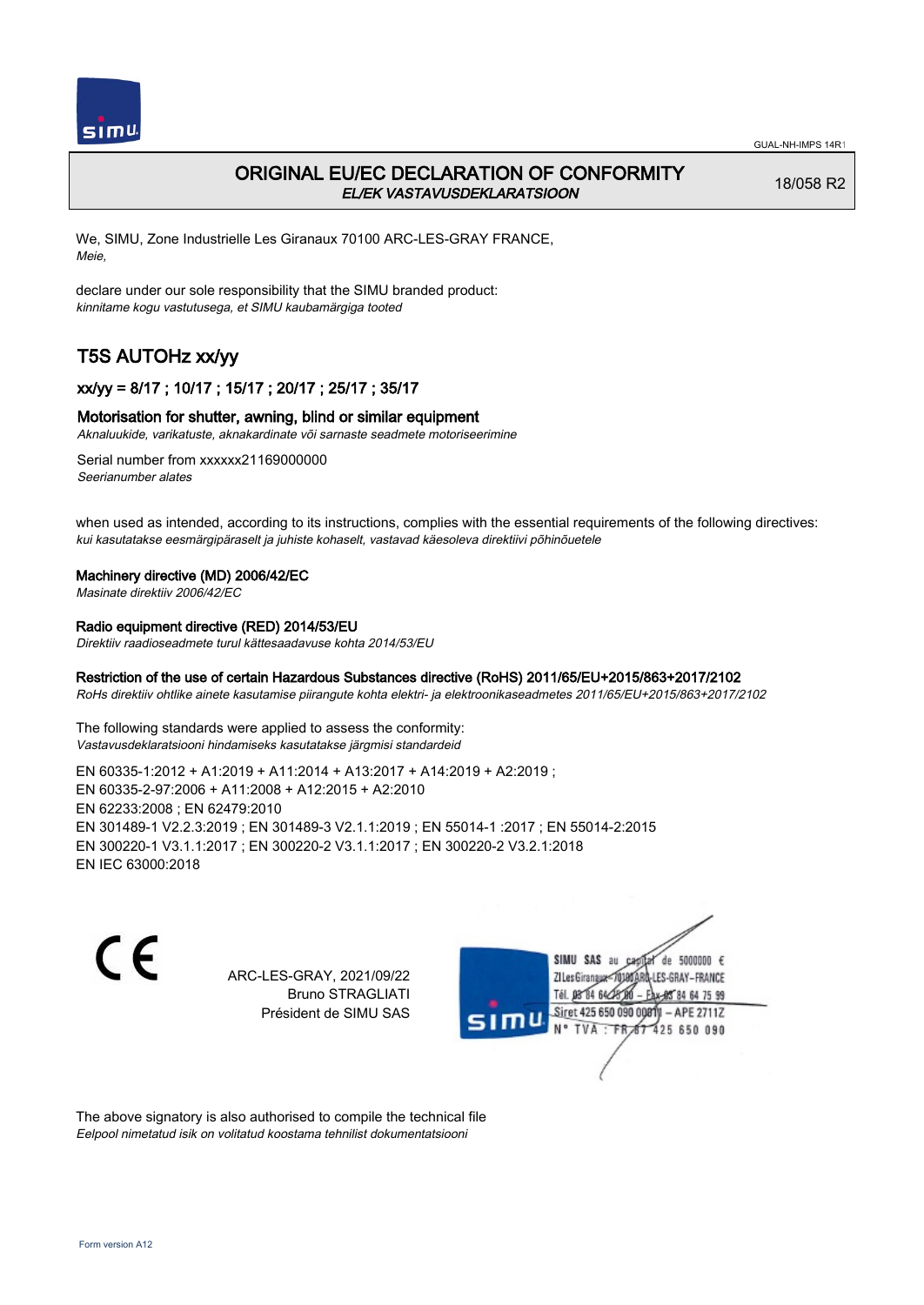GUAL-NH-IMPS 14R1

# ORIGINAL EU/EC DECLARATION OF CONFORMITY

*EL/EK VASTAVUSDEKLARATSIOON*

18/058 R2

We, SIMU, Zone Industrielle Les Giranaux 70100 ARC-LES-GRAY FRANCE,
*Meie,*

declare under our sole responsibility that the SIMU branded product:
*kinnitame kogu vastutusega, et SIMU kaubamärgiga tooted*

## T5S AUTOHz xx/yy

### xx/yy = 8/17 ; 10/17 ; 15/17 ; 20/17 ; 25/17 ; 35/17

**Motorisation for shutter, awning, blind or similar equipment**
*Aknaluukide, varikatuste, aknakardinate või sarnaste seadmete motoriseerimine*

Serial number from xxxxxx21169000000
*Seerianumber alates*

when used as intended, according to its instructions, complies with the essential requirements of the following directives:
*kui kasutatakse eesmärgipäraselt ja juhiste kohaselt, vastavad käesoleva direktiivi põhinõuetele*

**Machinery directive (MD) 2006/42/EC**
*Masinate direktiiv 2006/42/EC*

**Radio equipment directive (RED) 2014/53/EU**
*Direktiiv raadioseadmete turul kättesaadavuse kohta 2014/53/EU*

**Restriction of the use of certain Hazardous Substances directive (RoHS) 2011/65/EU+2015/863+2017/2102**
*RoHs direktiiv ohtlike ainete kasutamise piirangute kohta elektri- ja elektroonikaseadmetes 2011/65/EU+2015/863+2017/2102*

The following standards were applied to assess the conformity:
*Vastavusdeklaratsiooni hindamiseks kasutatakse järgmisi standardeid*

EN 60335-1:2012 + A1:2019 + A11:2014 + A13:2017 + A14:2019 + A2:2019 ;
EN 60335-2-97:2006 + A11:2008 + A12:2015 + A2:2010
EN 62233:2008 ; EN 62479:2010
EN 301489-1 V2.2.3:2019 ; EN 301489-3 V2.1.1:2019 ; EN 55014-1 :2017 ; EN 55014-2:2015
EN 300220-1 V3.1.1:2017 ; EN 300220-2 V3.1.1:2017 ; EN 300220-2 V3.2.1:2018
EN IEC 63000:2018

CE

ARC-LES-GRAY, 2021/09/22
Bruno STRAGLIATI
Président de SIMU SAS

SIMU SAS au capital de 5000000 €
ZI Les Giranaux 70100 ARC-LES-GRAY-FRANCE
Tél. 03 84 64 75 00 – Fax 03 84 64 75 99
Siret 425 650 090 00011 – APE 2711Z
N° TVA : FR 67 425 650 090

The above signatory is also authorised to compile the technical file
*Eelpool nimetatud isik on volitatud koostama tehnilist dokumentatsiooni*

Form version A12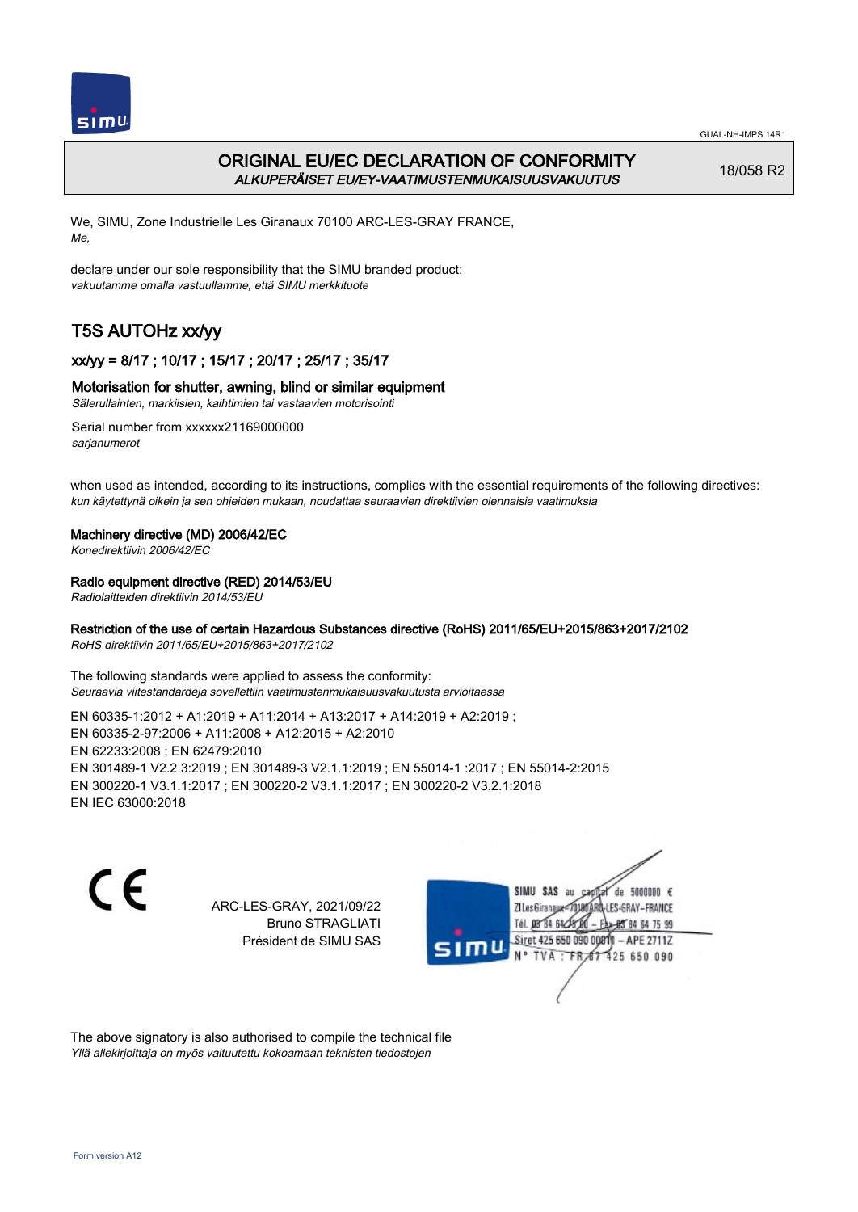# ORIGINAL EU/EC DECLARATION OF CONFORMITY
*ALKUPERÄISET EU/EY-VAATIMUSTENMUKAISUUSVAKUUTUS*

18/058 R2

We, SIMU, Zone Industrielle Les Giranaux 70100 ARC-LES-GRAY FRANCE,
*Me,*

declare under our sole responsibility that the SIMU branded product:
*vakuutamme omalla vastuullamme, että SIMU merkkituote*

## T5S AUTOHz xx/yy

### xx/yy = 8/17 ; 10/17 ; 15/17 ; 20/17 ; 25/17 ; 35/17

### Motorisation for shutter, awning, blind or similar equipment
*Sälerullainten, markiisien, kaihtimien tai vastaavien motorisointi*

Serial number from xxxxxx21169000000
*sarjanumerot*

when used as intended, according to its instructions, complies with the essential requirements of the following directives:
*kun käytettynä oikein ja sen ohjeiden mukaan, noudattaa seuraavien direktiivien olennaisia vaatimuksia*

**Machinery directive (MD) 2006/42/EC**
*Konedirektiivin 2006/42/EC*

**Radio equipment directive (RED) 2014/53/EU**
*Radiolaitteiden direktiivin 2014/53/EU*

**Restriction of the use of certain Hazardous Substances directive (RoHS) 2011/65/EU+2015/863+2017/2102**
*RoHS direktiivin 2011/65/EU+2015/863+2017/2102*

The following standards were applied to assess the conformity:
*Seuraavia viitestandardeja sovellettiin vaatimustenmukaisuusvakuutusta arvioitaessa*

EN 60335-1:2012 + A1:2019 + A11:2014 + A13:2017 + A14:2019 + A2:2019 ;
EN 60335-2-97:2006 + A11:2008 + A12:2015 + A2:2010
EN 62233:2008 ; EN 62479:2010
EN 301489-1 V2.2.3:2019 ; EN 301489-3 V2.1.1:2019 ; EN 55014-1 :2017 ; EN 55014-2:2015
EN 300220-1 V3.1.1:2017 ; EN 300220-2 V3.1.1:2017 ; EN 300220-2 V3.2.1:2018
EN IEC 63000:2018

CE

ARC-LES-GRAY, 2021/09/22
Bruno STRAGLIATI
Président de SIMU SAS

SIMU SAS au capital de 5000000 €
ZI Les Giranaux 70100 ARC-LES-GRAY-FRANCE
Tél. 03 84 64 75 00 – Fax 03 84 64 75 99
Siret 425 650 090 00011 – APE 2711Z
N° TVA : FR 67 425 650 090

The above signatory is also authorised to compile the technical file
*Yllä allekirjoittaja on myös valtuutettu kokoamaan teknisten tiedostojen*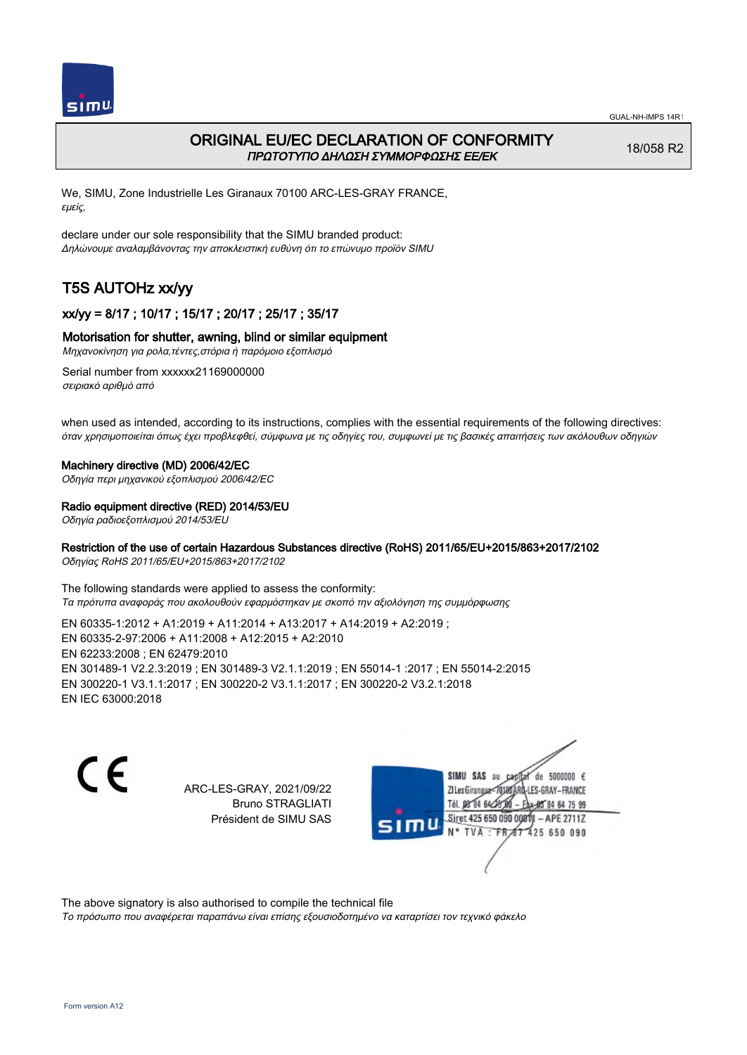GUAL-NH-IMPS 14R1

# ORIGINAL EU/EC DECLARATION OF CONFORMITY
*ΠΡΩΤΟΤΥΠΟ ΔΗΛΩΣΗ ΣΥΜΜΟΡΦΩΣΗΣ ΕΕ/ΕΚ*

18/058 R2

We, SIMU, Zone Industrielle Les Giranaux 70100 ARC-LES-GRAY FRANCE,
*εμείς,*

declare under our sole responsibility that the SIMU branded product:
*Δηλώνουμε αναλαμβάνοντας την αποκλειστική ευθύνη ότι το επώνυμο προϊόν SIMU*

## T5S AUTOHz xx/yy

### xx/yy = 8/17 ; 10/17 ; 15/17 ; 20/17 ; 25/17 ; 35/17

**Motorisation for shutter, awning, blind or similar equipment**
*Μηχανοκίνηση για ρολα,τέντες,στόρια ή παρόμοιο εξοπλισμό*

Serial number from xxxxxx21169000000
*σειριακό αριθμό από*

when used as intended, according to its instructions, complies with the essential requirements of the following directives:
*όταν χρησιμοποιείται όπως έχει προβλεφθεί, σύμφωνα με τις οδηγίες του, συμφωνεί με τις βασικές απαιτήσεις των ακόλουθων οδηγιών*

**Machinery directive (MD) 2006/42/EC**
*Οδηγία περι μηχανικού εξοπλισμού 2006/42/EC*

**Radio equipment directive (RED) 2014/53/EU**
*Οδηγία ραδιοεξοπλισμού 2014/53/EU*

**Restriction of the use of certain Hazardous Substances directive (RoHS) 2011/65/EU+2015/863+2017/2102**
*Οδηγίας RoHS 2011/65/EU+2015/863+2017/2102*

The following standards were applied to assess the conformity:
*Τα πρότυπα αναφοράς που ακολουθούν εφαρμόστηκαν με σκοπό την αξιολόγηση της συμμόρφωσης*

EN 60335-1:2012 + A1:2019 + A11:2014 + A13:2017 + A14:2019 + A2:2019 ;
EN 60335-2-97:2006 + A11:2008 + A12:2015 + A2:2010
EN 62233:2008 ; EN 62479:2010
EN 301489-1 V2.2.3:2019 ; EN 301489-3 V2.1.1:2019 ; EN 55014-1 :2017 ; EN 55014-2:2015
EN 300220-1 V3.1.1:2017 ; EN 300220-2 V3.1.1:2017 ; EN 300220-2 V3.2.1:2018
EN IEC 63000:2018

CE

ARC-LES-GRAY, 2021/09/22
Bruno STRAGLIATI
Président de SIMU SAS

SIMU SAS au capital de 5000000 €
ZI Les Giranaux 70100 ARC-LES-GRAY-FRANCE
Tél. 03 84 64 75 00 – Fax 03 84 64 75 99
Siret 425 650 090 00011 – APE 2711Z
N° TVA : FR 67 425 650 090

The above signatory is also authorised to compile the technical file
*Το πρόσωπο που αναφέρεται παραπάνω είναι επίσης εξουσιοδοτημένο να καταρτίσει τον τεχνικό φάκελο*

Form version A12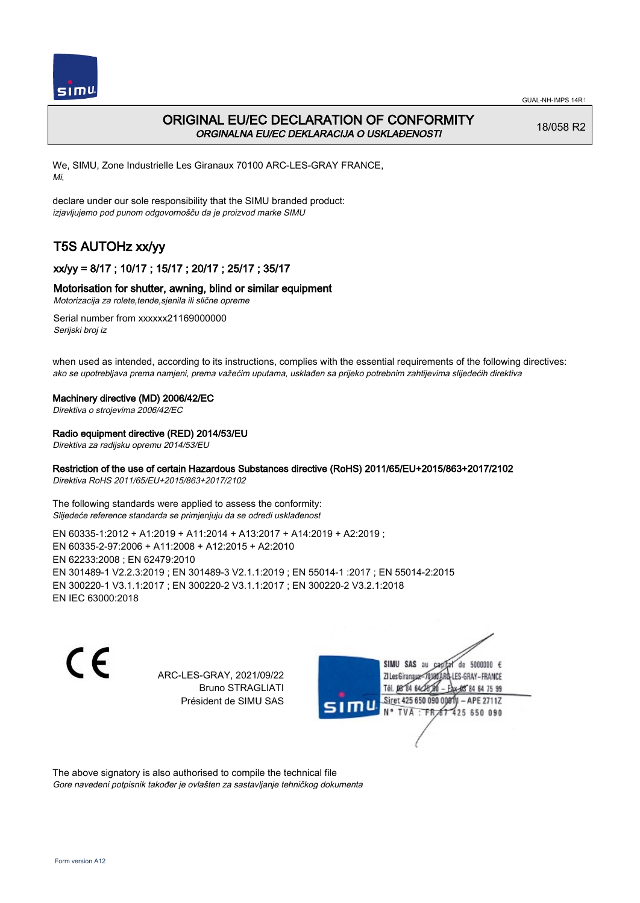GUAL-NH-IMPS 14R1

# ORIGINAL EU/EC DECLARATION OF CONFORMITY
*ORGINALNA EU/EC DEKLARACIJA O USKLAĐENOSTI*

18/058 R2

We, SIMU, Zone Industrielle Les Giranaux 70100 ARC-LES-GRAY FRANCE,
*Mi,*

declare under our sole responsibility that the SIMU branded product:
*izjavljujemo pod punom odgovornošču da je proizvod marke SIMU*

## T5S AUTOHz xx/yy

### xx/yy = 8/17 ; 10/17 ; 15/17 ; 20/17 ; 25/17 ; 35/17

### Motorisation for shutter, awning, blind or similar equipment
*Motorizacija za rolete,tende,sjenila ili slične opreme*

Serial number from xxxxxx21169000000
*Serijski broj iz*

when used as intended, according to its instructions, complies with the essential requirements of the following directives:
*ako se upotrebljava prema namjeni, prema važećim uputama, usklađen sa prijeko potrebnim zahtijevima slijedećih direktiva*

**Machinery directive (MD) 2006/42/EC**
*Direktiva o strojevima 2006/42/EC*

**Radio equipment directive (RED) 2014/53/EU**
*Direktiva za radijsku opremu 2014/53/EU*

**Restriction of the use of certain Hazardous Substances directive (RoHS) 2011/65/EU+2015/863+2017/2102**
*Direktiva RoHS 2011/65/EU+2015/863+2017/2102*

The following standards were applied to assess the conformity:
*Slijedeće reference standarda se primjenjuju da se odredi usklađenost*

EN 60335-1:2012 + A1:2019 + A11:2014 + A13:2017 + A14:2019 + A2:2019 ;
EN 60335-2-97:2006 + A11:2008 + A12:2015 + A2:2010
EN 62233:2008 ; EN 62479:2010
EN 301489-1 V2.2.3:2019 ; EN 301489-3 V2.1.1:2019 ; EN 55014-1 :2017 ; EN 55014-2:2015
EN 300220-1 V3.1.1:2017 ; EN 300220-2 V3.1.1:2017 ; EN 300220-2 V3.2.1:2018
EN IEC 63000:2018

CE

ARC-LES-GRAY, 2021/09/22
Bruno STRAGLIATI
Président de SIMU SAS

SIMU SAS au capital de 5000000 €
ZI Les Giranaux 70100 ARC-LES-GRAY-FRANCE
Tél. 03 84 64 75 00 – Fax 03 84 64 75 99
Siret 425 650 090 00011 – APE 2711Z
N° TVA : FR 67 425 650 090

The above signatory is also authorised to compile the technical file
*Gore navedeni potpisnik također je ovlašten za sastavljanje tehničkog dokumenta*

Form version A12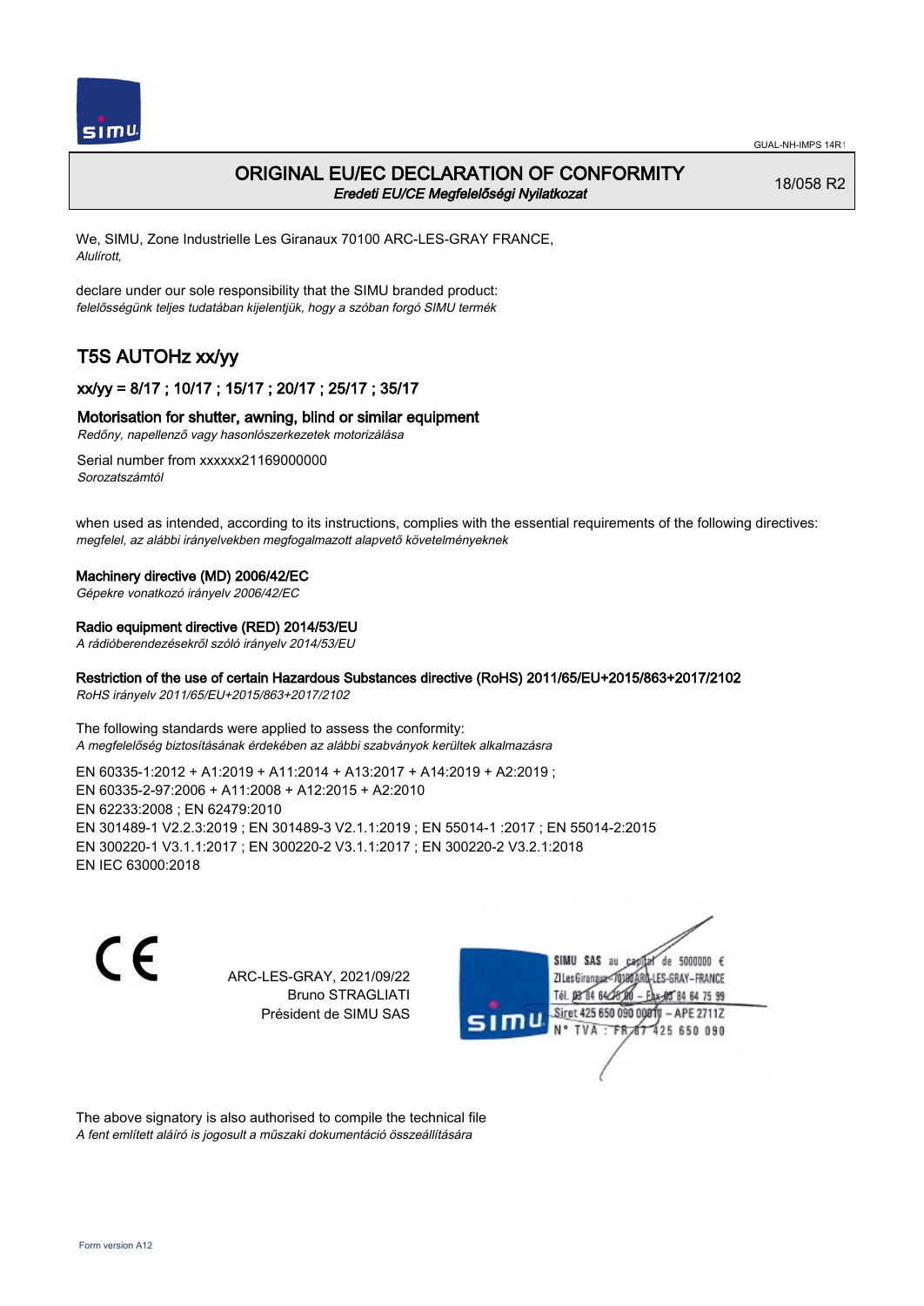GUAL-NH-IMPS 14R1

# ORIGINAL EU/EC DECLARATION OF CONFORMITY
*Eredeti EU/CE Megfelelőségi Nyilatkozat*

18/058 R2

We, SIMU, Zone Industrielle Les Giranaux 70100 ARC-LES-GRAY FRANCE,
*Alulírott,*

declare under our sole responsibility that the SIMU branded product:
*felelősségünk teljes tudatában kijelentjük, hogy a szóban forgó SIMU termék*

## T5S AUTOHz xx/yy

### xx/yy = 8/17 ; 10/17 ; 15/17 ; 20/17 ; 25/17 ; 35/17

### Motorisation for shutter, awning, blind or similar equipment
*Redőny, napellenző vagy hasonlószerkezetek motorizálása*

Serial number from xxxxxx21169000000
*Sorozatszámtól*

when used as intended, according to its instructions, complies with the essential requirements of the following directives:
*megfelel, az alábbi irányelvekben megfogalmazott alapvető követelményeknek*

**Machinery directive (MD) 2006/42/EC**
*Gépekre vonatkozó irányelv 2006/42/EC*

**Radio equipment directive (RED) 2014/53/EU**
*A rádióberendezésekről szóló irányelv 2014/53/EU*

**Restriction of the use of certain Hazardous Substances directive (RoHS) 2011/65/EU+2015/863+2017/2102**
*RoHS irányelv 2011/65/EU+2015/863+2017/2102*

The following standards were applied to assess the conformity:
*A megfelelőség biztosításának érdekében az alábbi szabványok kerültek alkalmazásra*

EN 60335-1:2012 + A1:2019 + A11:2014 + A13:2017 + A14:2019 + A2:2019 ;
EN 60335-2-97:2006 + A11:2008 + A12:2015 + A2:2010
EN 62233:2008 ; EN 62479:2010
EN 301489-1 V2.2.3:2019 ; EN 301489-3 V2.1.1:2019 ; EN 55014-1 :2017 ; EN 55014-2:2015
EN 300220-1 V3.1.1:2017 ; EN 300220-2 V3.1.1:2017 ; EN 300220-2 V3.2.1:2018
EN IEC 63000:2018

CE

ARC-LES-GRAY, 2021/09/22
Bruno STRAGLIATI
Président de SIMU SAS

SIMU SAS au capital de 5000000 €
ZI Les Giranaux 70100 ARC-LES-GRAY-FRANCE
Tél. 03 84 64 75 00 – Fax 03 84 64 75 99
Siret 425 650 090 00011 – APE 2711Z
N° TVA : FR 67 425 650 090

The above signatory is also authorised to compile the technical file
*A fent említett aláíró is jogosult a műszaki dokumentáció összeállítására*

Form version A12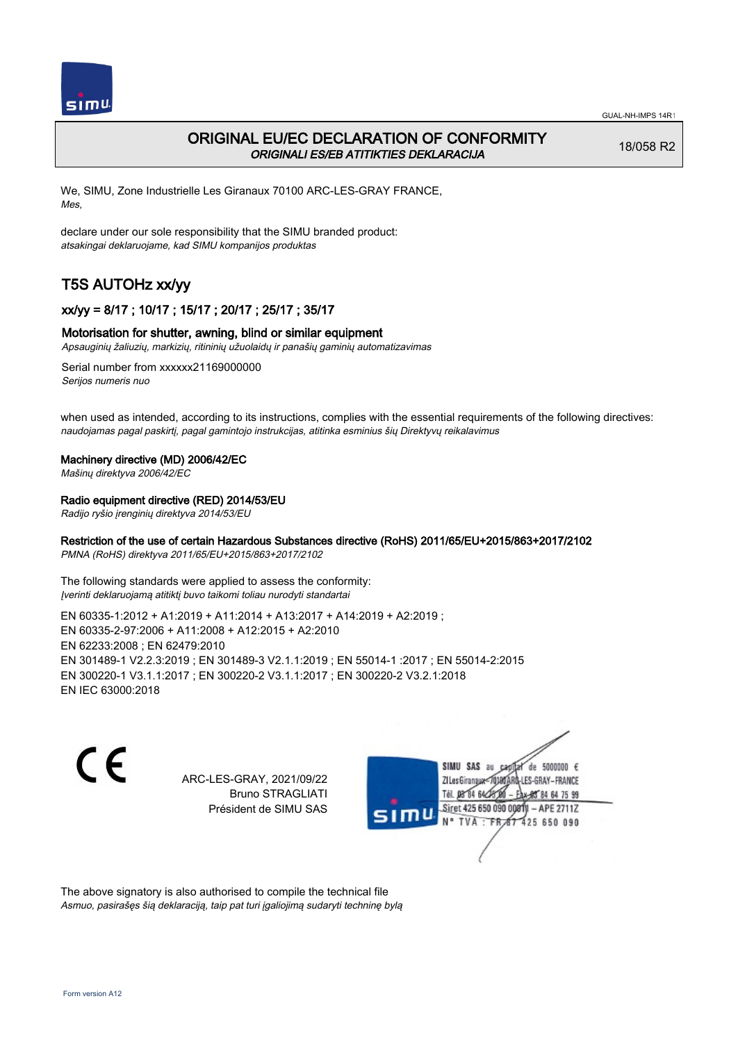# ORIGINAL EU/EC DECLARATION OF CONFORMITY
*ORIGINALI ES/EB ATITIKTIES DEKLARACIJA*

18/058 R2

We, SIMU, Zone Industrielle Les Giranaux 70100 ARC-LES-GRAY FRANCE,
*Mes,*

declare under our sole responsibility that the SIMU branded product:
*atsakingai deklaruojame, kad SIMU kompanijos produktas*

## T5S AUTOHz xx/yy

### xx/yy = 8/17 ; 10/17 ; 15/17 ; 20/17 ; 25/17 ; 35/17

**Motorisation for shutter, awning, blind or similar equipment**
*Apsauginių žaliuzių, markizių, ritininių užuolaidų ir panašių gaminių automatizavimas*

Serial number from xxxxxx21169000000
*Serijos numeris nuo*

when used as intended, according to its instructions, complies with the essential requirements of the following directives:
*naudojamas pagal paskirtį, pagal gamintojo instrukcijas, atitinka esminius šių Direktyvų reikalavimus*

**Machinery directive (MD) 2006/42/EC**
*Mašinų direktyva 2006/42/EC*

**Radio equipment directive (RED) 2014/53/EU**
*Radijo ryšio įrenginių direktyva 2014/53/EU*

**Restriction of the use of certain Hazardous Substances directive (RoHS) 2011/65/EU+2015/863+2017/2102**
*PMNA (RoHS) direktyva 2011/65/EU+2015/863+2017/2102*

The following standards were applied to assess the conformity:
*Įverinti deklaruojamą atitiktį buvo taikomi toliau nurodyti standartai*

EN 60335-1:2012 + A1:2019 + A11:2014 + A13:2017 + A14:2019 + A2:2019 ;
EN 60335-2-97:2006 + A11:2008 + A12:2015 + A2:2010
EN 62233:2008 ; EN 62479:2010
EN 301489-1 V2.2.3:2019 ; EN 301489-3 V2.1.1:2019 ; EN 55014-1 :2017 ; EN 55014-2:2015
EN 300220-1 V3.1.1:2017 ; EN 300220-2 V3.1.1:2017 ; EN 300220-2 V3.2.1:2018
EN IEC 63000:2018

CE

ARC-LES-GRAY, 2021/09/22
Bruno STRAGLIATI
Président de SIMU SAS

SIMU SAS au capital de 5000000 €
ZI Les Giranaux 70100 ARC-LES-GRAY-FRANCE
Tél. 03 84 64 75 00 – Fax 03 84 64 75 99
Siret 425 650 090 00011 – APE 2711Z
N° TVA : FR 67 425 650 090

The above signatory is also authorised to compile the technical file
*Asmuo, pasirašęs šią deklaraciją, taip pat turi įgaliojimą sudaryti techninę bylą*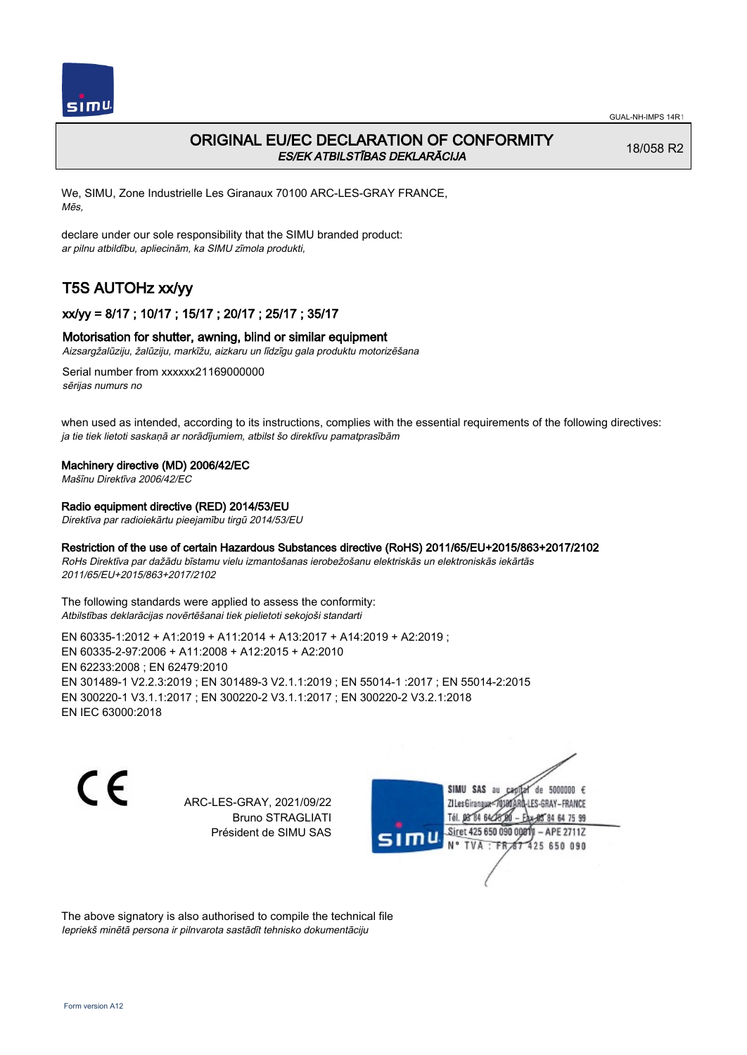# ORIGINAL EU/EC DECLARATION OF CONFORMITY
*ES/EK ATBILSTĪBAS DEKLARĀCIJA*

18/058 R2

We, SIMU, Zone Industrielle Les Giranaux 70100 ARC-LES-GRAY FRANCE,
*Mēs,*

declare under our sole responsibility that the SIMU branded product:
*ar pilnu atbildību, apliecinām, ka SIMU zīmola produkti,*

## T5S AUTOHz xx/yy

### xx/yy = 8/17 ; 10/17 ; 15/17 ; 20/17 ; 25/17 ; 35/17

### Motorisation for shutter, awning, blind or similar equipment
*Aizsargžalūziju, žalūziju, markīžu, aizkaru un līdzīgu gala produktu motorizēšana*

Serial number from xxxxxx21169000000
*sērijas numurs no*

when used as intended, according to its instructions, complies with the essential requirements of the following directives:
*ja tie tiek lietoti saskaņā ar norādījumiem, atbilst šo direktīvu pamatprasībām*

**Machinery directive (MD) 2006/42/EC**
*Mašīnu Direktīva 2006/42/EC*

**Radio equipment directive (RED) 2014/53/EU**
*Direktīva par radioiekārtu pieejamību tirgū 2014/53/EU*

**Restriction of the use of certain Hazardous Substances directive (RoHS) 2011/65/EU+2015/863+2017/2102**
*RoHs Direktīva par dažādu bīstamu vielu izmantošanas ierobežošanu elektriskās un elektroniskās iekārtās 2011/65/EU+2015/863+2017/2102*

The following standards were applied to assess the conformity:
*Atbilstības deklarācijas novērtēšanai tiek pielietoti sekojoši standarti*

EN 60335-1:2012 + A1:2019 + A11:2014 + A13:2017 + A14:2019 + A2:2019 ;
EN 60335-2-97:2006 + A11:2008 + A12:2015 + A2:2010
EN 62233:2008 ; EN 62479:2010
EN 301489-1 V2.2.3:2019 ; EN 301489-3 V2.1.1:2019 ; EN 55014-1 :2017 ; EN 55014-2:2015
EN 300220-1 V3.1.1:2017 ; EN 300220-2 V3.1.1:2017 ; EN 300220-2 V3.2.1:2018
EN IEC 63000:2018

CE

ARC-LES-GRAY, 2021/09/22
Bruno STRAGLIATI
Président de SIMU SAS

SIMU SAS au capital de 5000000 €
ZI Les Giranaux 70100 ARC-LES-GRAY-FRANCE
Tél. 03 84 64 75 00 – Fax 03 84 64 75 99
Siret 425 650 090 00011 – APE 2711Z
N° TVA : FR 87 425 650 090

The above signatory is also authorised to compile the technical file
*Iepriekš minētā persona ir pilnvarota sastādīt tehnisko dokumentāciju*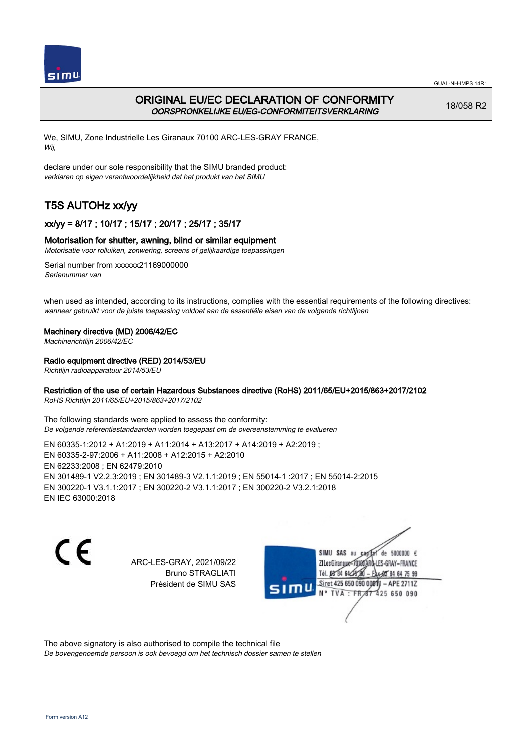GUAL-NH-IMPS 14R1

# ORIGINAL EU/EC DECLARATION OF CONFORMITY
*OORSPRONKELIJKE EU/EG-CONFORMITEITSVERKLARING*

18/058 R2

We, SIMU, Zone Industrielle Les Giranaux 70100 ARC-LES-GRAY FRANCE,
*Wij,*

declare under our sole responsibility that the SIMU branded product:
*verklaren op eigen verantwoordelijkheid dat het produkt van het SIMU*

## T5S AUTOHz xx/yy

### xx/yy = 8/17 ; 10/17 ; 15/17 ; 20/17 ; 25/17 ; 35/17

### Motorisation for shutter, awning, blind or similar equipment
*Motorisatie voor rolluiken, zonwering, screens of gelijkaardige toepassingen*

Serial number from xxxxxx21169000000
*Serienummer van*

when used as intended, according to its instructions, complies with the essential requirements of the following directives:
*wanneer gebruikt voor de juiste toepassing voldoet aan de essentiële eisen van de volgende richtlijnen*

**Machinery directive (MD) 2006/42/EC**
*Machinerichtlijn 2006/42/EC*

**Radio equipment directive (RED) 2014/53/EU**
*Richtlijn radioapparatuur 2014/53/EU*

**Restriction of the use of certain Hazardous Substances directive (RoHS) 2011/65/EU+2015/863+2017/2102**
*RoHS Richtlijn 2011/65/EU+2015/863+2017/2102*

The following standards were applied to assess the conformity:
*De volgende referentiestandaarden worden toegepast om de overeenstemming te evalueren*

EN 60335-1:2012 + A1:2019 + A11:2014 + A13:2017 + A14:2019 + A2:2019 ;
EN 60335-2-97:2006 + A11:2008 + A12:2015 + A2:2010
EN 62233:2008 ; EN 62479:2010
EN 301489-1 V2.2.3:2019 ; EN 301489-3 V2.1.1:2019 ; EN 55014-1 :2017 ; EN 55014-2:2015
EN 300220-1 V3.1.1:2017 ; EN 300220-2 V3.1.1:2017 ; EN 300220-2 V3.2.1:2018
EN IEC 63000:2018

CE

ARC-LES-GRAY, 2021/09/22
Bruno STRAGLIATI
Président de SIMU SAS

SIMU SAS au capital de 5000000 €
ZI Les Giranaux 70100 ARC-LES-GRAY-FRANCE
Tél. 03 84 64 75 00 – Fax 03 84 64 75 99
Siret 425 650 090 00011 – APE 2711Z
N° TVA : FR 67 425 650 090

The above signatory is also authorised to compile the technical file
*De bovengenoemde persoon is ook bevoegd om het technisch dossier samen te stellen*

Form version A12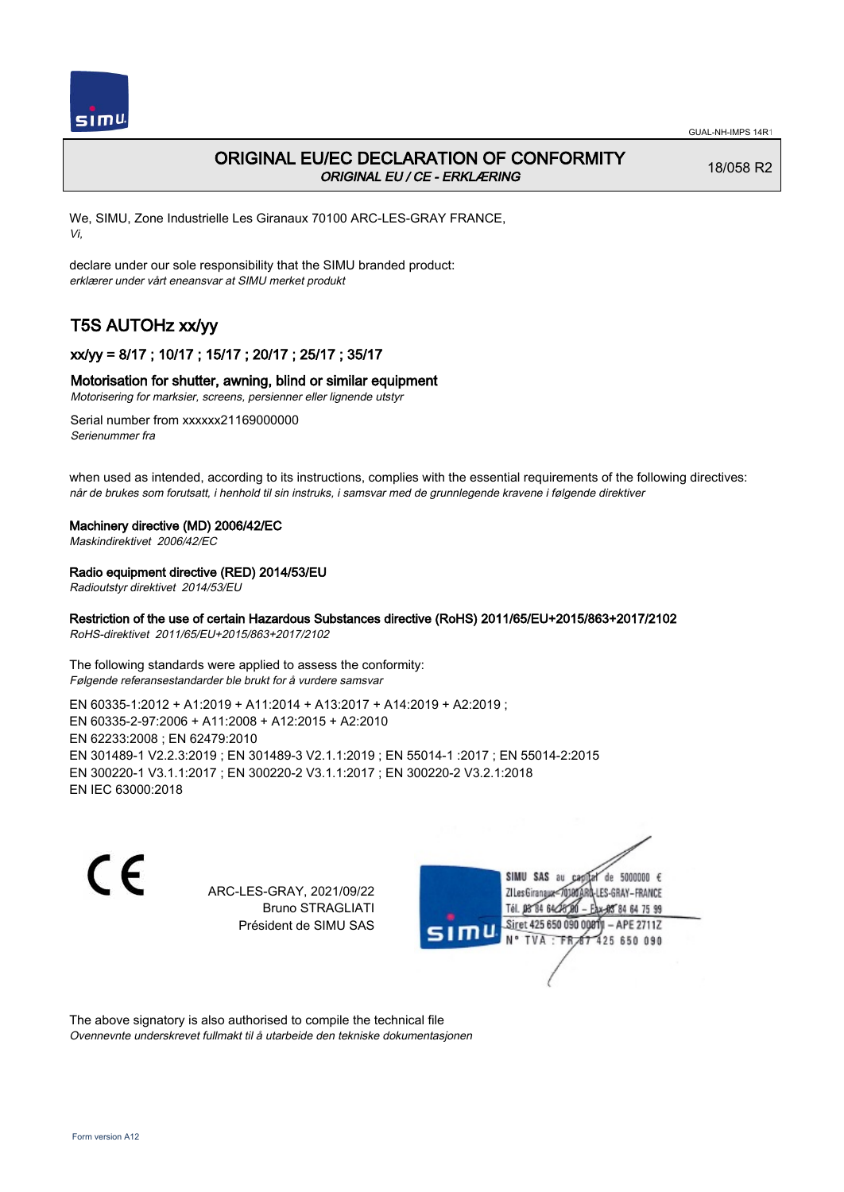# ORIGINAL EU/EC DECLARATION OF CONFORMITY

*ORIGINAL EU / CE - ERKLÆRING*

18/058 R2

We, SIMU, Zone Industrielle Les Giranaux 70100 ARC-LES-GRAY FRANCE,
*Vi,*

declare under our sole responsibility that the SIMU branded product:
*erklærer under vårt eneansvar at SIMU merket produkt*

## T5S AUTOHz xx/yy

### xx/yy = 8/17 ; 10/17 ; 15/17 ; 20/17 ; 25/17 ; 35/17

### Motorisation for shutter, awning, blind or similar equipment

*Motorisering for marksier, screens, persienner eller lignende utstyr*

Serial number from xxxxxx21169000000
*Serienummer fra*

when used as intended, according to its instructions, complies with the essential requirements of the following directives:
*når de brukes som forutsatt, i henhold til sin instruks, i samsvar med de grunnlegende kravene i følgende direktiver*

**Machinery directive (MD) 2006/42/EC**
*Maskindirektivet 2006/42/EC*

**Radio equipment directive (RED) 2014/53/EU**
*Radioutstyr direktivet 2014/53/EU*

**Restriction of the use of certain Hazardous Substances directive (RoHS) 2011/65/EU+2015/863+2017/2102**
*RoHS-direktivet 2011/65/EU+2015/863+2017/2102*

The following standards were applied to assess the conformity:
*Følgende referansestandarder ble brukt for å vurdere samsvar*

EN 60335-1:2012 + A1:2019 + A11:2014 + A13:2017 + A14:2019 + A2:2019 ;
EN 60335-2-97:2006 + A11:2008 + A12:2015 + A2:2010
EN 62233:2008 ; EN 62479:2010
EN 301489-1 V2.2.3:2019 ; EN 301489-3 V2.1.1:2019 ; EN 55014-1 :2017 ; EN 55014-2:2015
EN 300220-1 V3.1.1:2017 ; EN 300220-2 V3.1.1:2017 ; EN 300220-2 V3.2.1:2018
EN IEC 63000:2018

CE

ARC-LES-GRAY, 2021/09/22
Bruno STRAGLIATI
Président de SIMU SAS

SIMU SAS au capital de 5000000 €
ZI Les Giranaux 70100 ARC-LES-GRAY-FRANCE
Tél. 03 84 64 75 00 – Fax 03 84 64 75 99
Siret 425 650 090 00011 – APE 2711Z
N° TVA : FR 67 425 650 090

The above signatory is also authorised to compile the technical file
*Ovennevnte underskrevet fullmakt til å utarbeide den tekniske dokumentasjonen*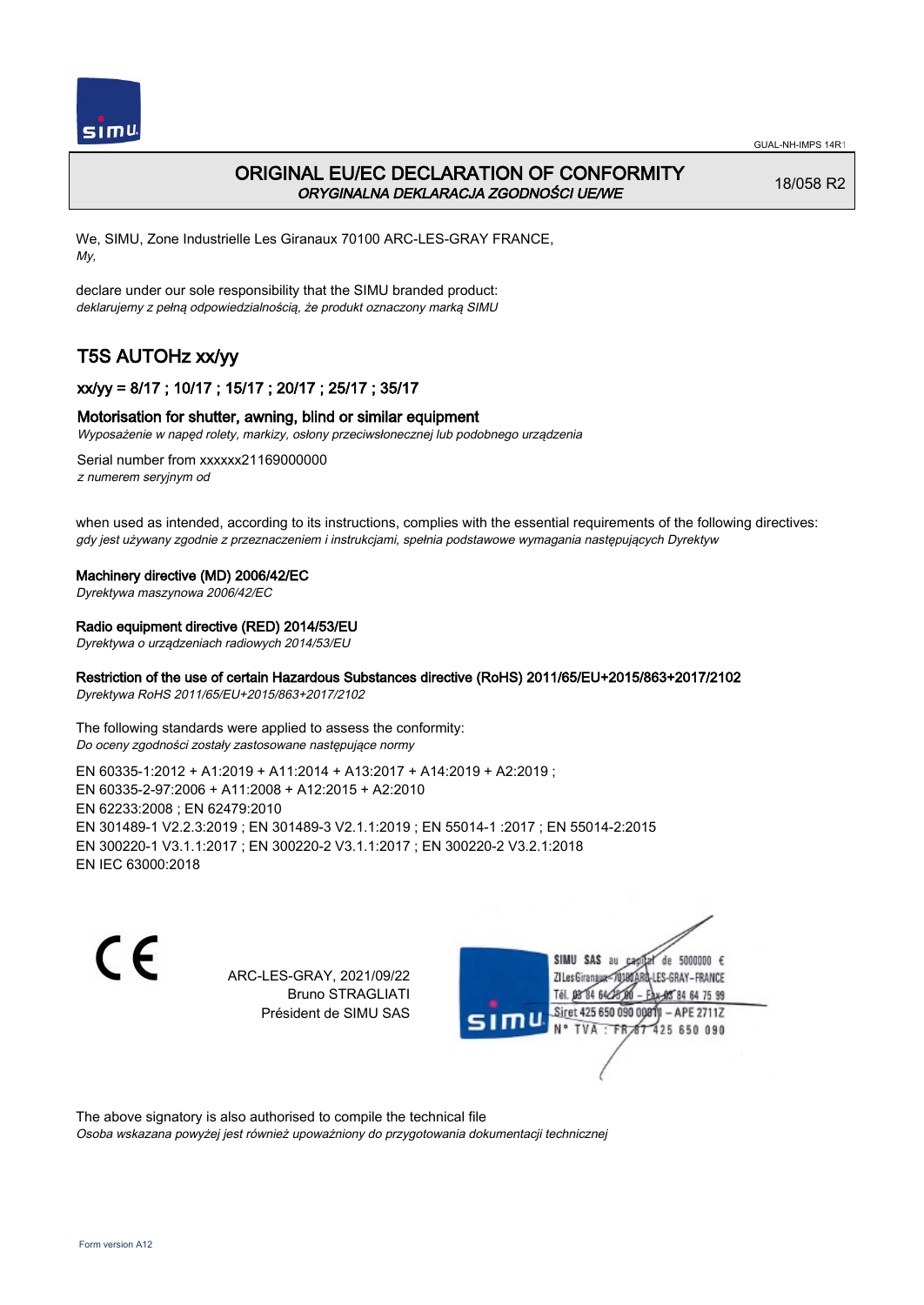# ORIGINAL EU/EC DECLARATION OF CONFORMITY
*ORYGINALNA DEKLARACJA ZGODNOŚCI UE/WE*

18/058 R2

We, SIMU, Zone Industrielle Les Giranaux 70100 ARC-LES-GRAY FRANCE,
*My,*

declare under our sole responsibility that the SIMU branded product:
*deklarujemy z pełną odpowiedzialnością, że produkt oznaczony marką SIMU*

## T5S AUTOHz xx/yy

### xx/yy = 8/17 ; 10/17 ; 15/17 ; 20/17 ; 25/17 ; 35/17

**Motorisation for shutter, awning, blind or similar equipment**
*Wyposażenie w napęd rolety, markizy, osłony przeciwsłonecznej lub podobnego urządzenia*

Serial number from xxxxxx21169000000
*z numerem seryjnym od*

when used as intended, according to its instructions, complies with the essential requirements of the following directives:
*gdy jest używany zgodnie z przeznaczeniem i instrukcjami, spełnia podstawowe wymagania następujących Dyrektyw*

**Machinery directive (MD) 2006/42/EC**
*Dyrektywa maszynowa 2006/42/EC*

**Radio equipment directive (RED) 2014/53/EU**
*Dyrektywa o urządzeniach radiowych 2014/53/EU*

**Restriction of the use of certain Hazardous Substances directive (RoHS) 2011/65/EU+2015/863+2017/2102**
*Dyrektywa RoHS 2011/65/EU+2015/863+2017/2102*

The following standards were applied to assess the conformity:
*Do oceny zgodności zostały zastosowane następujące normy*

EN 60335-1:2012 + A1:2019 + A11:2014 + A13:2017 + A14:2019 + A2:2019 ;
EN 60335-2-97:2006 + A11:2008 + A12:2015 + A2:2010
EN 62233:2008 ; EN 62479:2010
EN 301489-1 V2.2.3:2019 ; EN 301489-3 V2.1.1:2019 ; EN 55014-1 :2017 ; EN 55014-2:2015
EN 300220-1 V3.1.1:2017 ; EN 300220-2 V3.1.1:2017 ; EN 300220-2 V3.2.1:2018
EN IEC 63000:2018

CE

ARC-LES-GRAY, 2021/09/22
Bruno STRAGLIATI
Président de SIMU SAS

SIMU SAS au capital de 5000000 €
ZI Les Giranaux 70100 ARC-LES-GRAY-FRANCE
Tél. 03 84 64 75 00 – Fax 03 84 64 75 99
Siret 425 650 090 00011 – APE 2711Z
N° TVA : FR 67 425 650 090

The above signatory is also authorised to compile the technical file
*Osoba wskazana powyżej jest również upoważniony do przygotowania dokumentacji technicznej*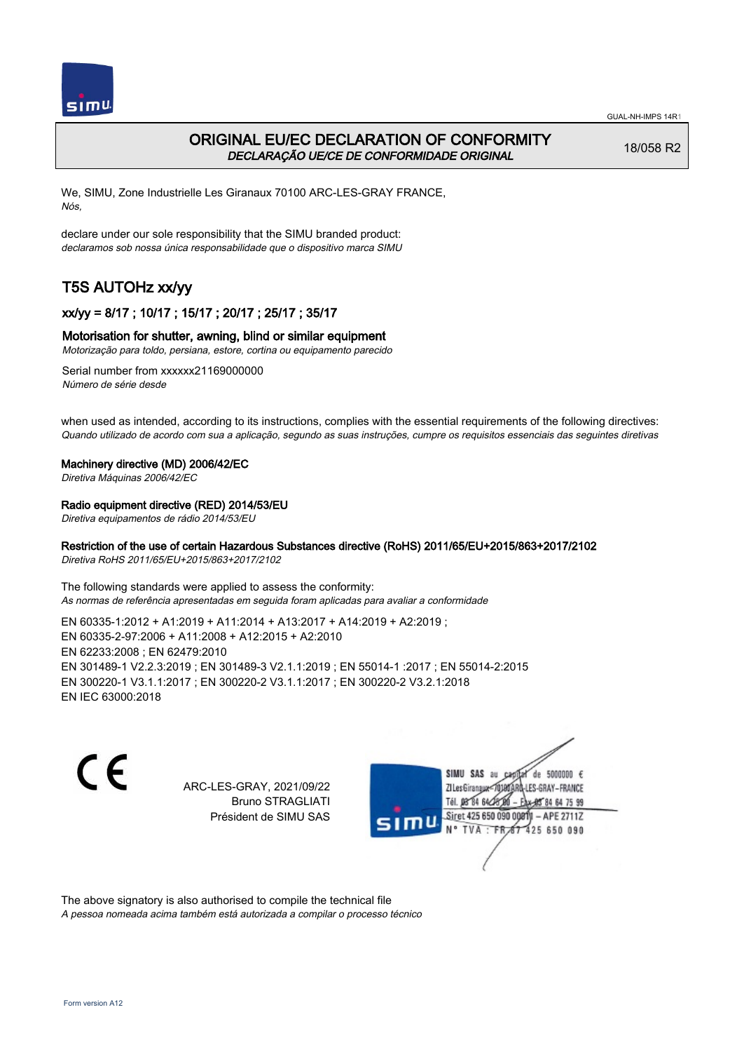# ORIGINAL EU/EC DECLARATION OF CONFORMITY

*DECLARAÇÃO UE/CE DE CONFORMIDADE ORIGINAL*

18/058 R2

We, SIMU, Zone Industrielle Les Giranaux 70100 ARC-LES-GRAY FRANCE,
*Nós,*

declare under our sole responsibility that the SIMU branded product:
*declaramos sob nossa única responsabilidade que o dispositivo marca SIMU*

## T5S AUTOHz xx/yy

### xx/yy = 8/17 ; 10/17 ; 15/17 ; 20/17 ; 25/17 ; 35/17

### Motorisation for shutter, awning, blind or similar equipment

*Motorização para toldo, persiana, estore, cortina ou equipamento parecido*

Serial number from xxxxxx21169000000
*Número de série desde*

when used as intended, according to its instructions, complies with the essential requirements of the following directives:
*Quando utilizado de acordo com sua a aplicação, segundo as suas instruções, cumpre os requisitos essenciais das seguintes diretivas*

**Machinery directive (MD) 2006/42/EC**
*Diretiva Máquinas 2006/42/EC*

**Radio equipment directive (RED) 2014/53/EU**
*Diretiva equipamentos de rádio 2014/53/EU*

**Restriction of the use of certain Hazardous Substances directive (RoHS) 2011/65/EU+2015/863+2017/2102**
*Diretiva RoHS 2011/65/EU+2015/863+2017/2102*

The following standards were applied to assess the conformity:
*As normas de referência apresentadas em seguida foram aplicadas para avaliar a conformidade*

EN 60335-1:2012 + A1:2019 + A11:2014 + A13:2017 + A14:2019 + A2:2019 ;
EN 60335-2-97:2006 + A11:2008 + A12:2015 + A2:2010
EN 62233:2008 ; EN 62479:2010
EN 301489-1 V2.2.3:2019 ; EN 301489-3 V2.1.1:2019 ; EN 55014-1 :2017 ; EN 55014-2:2015
EN 300220-1 V3.1.1:2017 ; EN 300220-2 V3.1.1:2017 ; EN 300220-2 V3.2.1:2018
EN IEC 63000:2018

CE

ARC-LES-GRAY, 2021/09/22
Bruno STRAGLIATI
Président de SIMU SAS

SIMU SAS au capital de 5000000 €
ZI Les Giranaux 70100 ARC-LES-GRAY-FRANCE
Tél. 03 84 64 75 00 – Fax 03 84 64 75 99
Siret 425 650 090 00011 – APE 2711Z
N° TVA : FR 67 425 650 090

The above signatory is also authorised to compile the technical file
*A pessoa nomeada acima também está autorizada a compilar o processo técnico*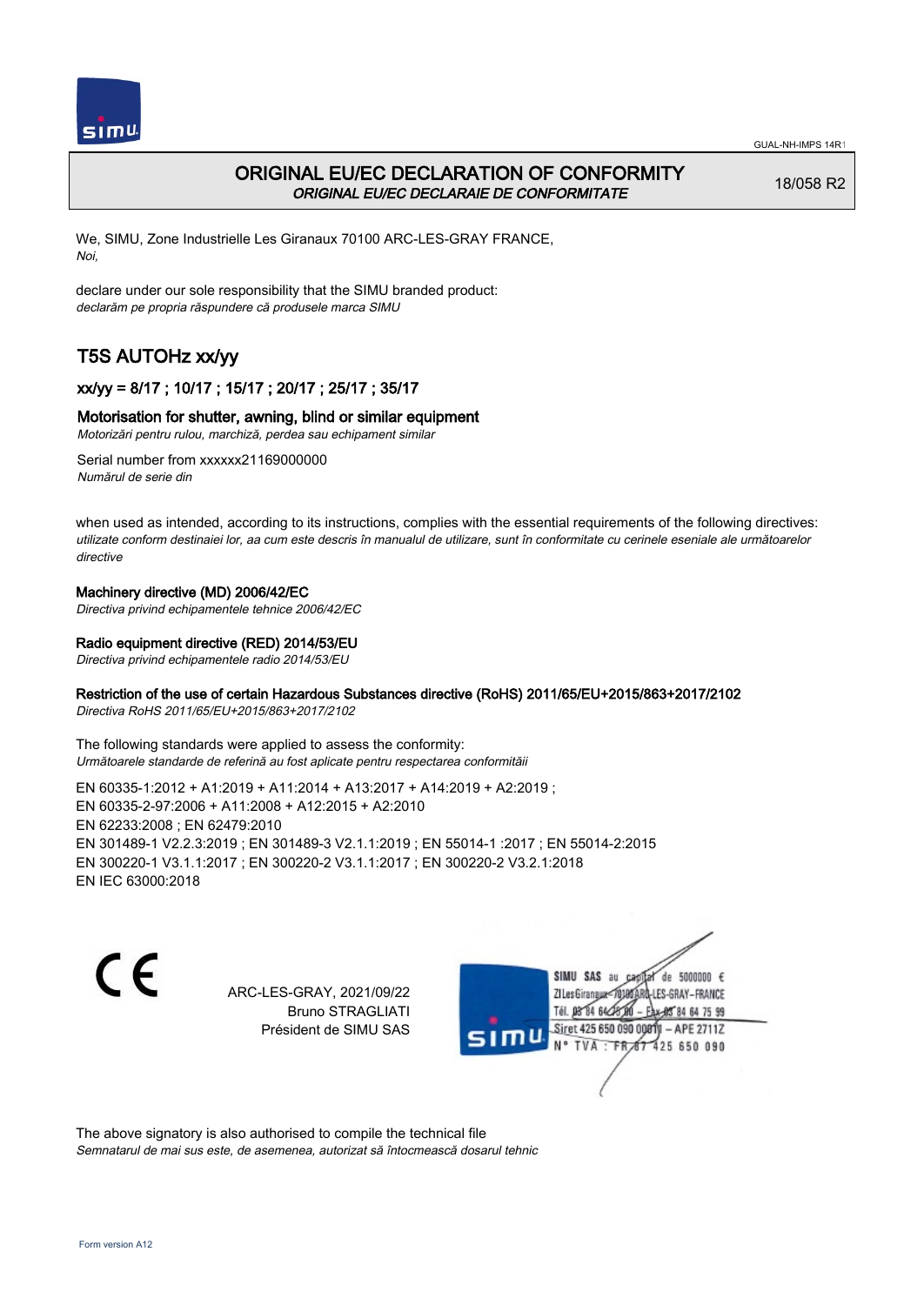# ORIGINAL EU/EC DECLARATION OF CONFORMITY

*ORIGINAL EU/EC DECLARAIE DE CONFORMITATE*

18/058 R2

We, SIMU, Zone Industrielle Les Giranaux 70100 ARC-LES-GRAY FRANCE,
*Noi,*

declare under our sole responsibility that the SIMU branded product:
*declarăm pe propria răspundere că produsele marca SIMU*

## T5S AUTOHz xx/yy

### xx/yy = 8/17 ; 10/17 ; 15/17 ; 20/17 ; 25/17 ; 35/17

### Motorisation for shutter, awning, blind or similar equipment

*Motorizări pentru rulou, marchiză, perdea sau echipament similar*

Serial number from xxxxxx21169000000
*Numărul de serie din*

when used as intended, according to its instructions, complies with the essential requirements of the following directives:
*utilizate conform destinaiei lor, aa cum este descris în manualul de utilizare, sunt în conformitate cu cerinele eseniale ale următoarelor directive*

**Machinery directive (MD) 2006/42/EC**
*Directiva privind echipamentele tehnice 2006/42/EC*

**Radio equipment directive (RED) 2014/53/EU**
*Directiva privind echipamentele radio 2014/53/EU*

**Restriction of the use of certain Hazardous Substances directive (RoHS) 2011/65/EU+2015/863+2017/2102**
*Directiva RoHS 2011/65/EU+2015/863+2017/2102*

The following standards were applied to assess the conformity:
*Următoarele standarde de referină au fost aplicate pentru respectarea conformităii*

EN 60335-1:2012 + A1:2019 + A11:2014 + A13:2017 + A14:2019 + A2:2019 ;
EN 60335-2-97:2006 + A11:2008 + A12:2015 + A2:2010
EN 62233:2008 ; EN 62479:2010
EN 301489-1 V2.2.3:2019 ; EN 301489-3 V2.1.1:2019 ; EN 55014-1 :2017 ; EN 55014-2:2015
EN 300220-1 V3.1.1:2017 ; EN 300220-2 V3.1.1:2017 ; EN 300220-2 V3.2.1:2018
EN IEC 63000:2018

CE

ARC-LES-GRAY, 2021/09/22
Bruno STRAGLIATI
Président de SIMU SAS

SIMU SAS au capital de 5000000 €
ZI Les Giranaux - 70100 ARC-LES-GRAY - FRANCE
Tél. 03 84 64 75 00 - Fax 03 84 64 75 99
Siret 425 650 090 00011 - APE 2711Z
N° TVA : FR 87 425 650 090

The above signatory is also authorised to compile the technical file
*Semnatarul de mai sus este, de asemenea, autorizat să întocmească dosarul tehnic*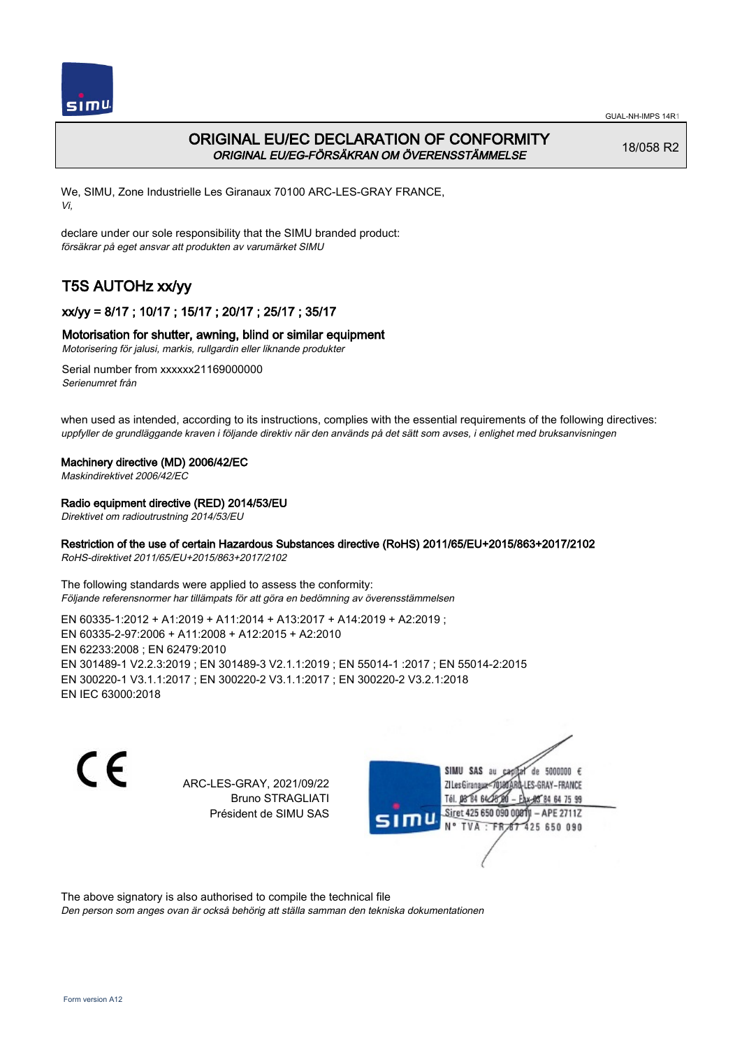GUAL-NH-IMPS 14R1

# ORIGINAL EU/EC DECLARATION OF CONFORMITY
*ORIGINAL EU/EG-FÖRSÄKRAN OM ÖVERENSSTÄMMELSE*

18/058 R2

We, SIMU, Zone Industrielle Les Giranaux 70100 ARC-LES-GRAY FRANCE,
*Vi,*

declare under our sole responsibility that the SIMU branded product:
*försäkrar på eget ansvar att produkten av varumärket SIMU*

## T5S AUTOHz xx/yy

### xx/yy = 8/17 ; 10/17 ; 15/17 ; 20/17 ; 25/17 ; 35/17

### Motorisation for shutter, awning, blind or similar equipment
*Motorisering för jalusi, markis, rullgardin eller liknande produkter*

Serial number from xxxxxx21169000000
*Serienumret från*

when used as intended, according to its instructions, complies with the essential requirements of the following directives:
*uppfyller de grundläggande kraven i följande direktiv när den används på det sätt som avses, i enlighet med bruksanvisningen*

**Machinery directive (MD) 2006/42/EC**
*Maskindirektivet 2006/42/EC*

**Radio equipment directive (RED) 2014/53/EU**
*Direktivet om radioutrustning 2014/53/EU*

**Restriction of the use of certain Hazardous Substances directive (RoHS) 2011/65/EU+2015/863+2017/2102**
*RoHS-direktivet 2011/65/EU+2015/863+2017/2102*

The following standards were applied to assess the conformity:
*Följande referensnormer har tillämpats för att göra en bedömning av överensstämmelsen*

EN 60335-1:2012 + A1:2019 + A11:2014 + A13:2017 + A14:2019 + A2:2019 ;
EN 60335-2-97:2006 + A11:2008 + A12:2015 + A2:2010
EN 62233:2008 ; EN 62479:2010
EN 301489-1 V2.2.3:2019 ; EN 301489-3 V2.1.1:2019 ; EN 55014-1 :2017 ; EN 55014-2:2015
EN 300220-1 V3.1.1:2017 ; EN 300220-2 V3.1.1:2017 ; EN 300220-2 V3.2.1:2018
EN IEC 63000:2018

CE

ARC-LES-GRAY, 2021/09/22
Bruno STRAGLIATI
Président de SIMU SAS

SIMU SAS au capital de 5000000 €
ZI Les Giranaux 70100 ARC-LES-GRAY-FRANCE
Tél. 03 84 64 75 00 – Fax 03 84 64 75 99
Siret 425 650 090 00011 – APE 2711Z
N° TVA : FR 67 425 650 090

The above signatory is also authorised to compile the technical file
*Den person som anges ovan är också behörig att ställa samman den tekniska dokumentationen*

Form version A12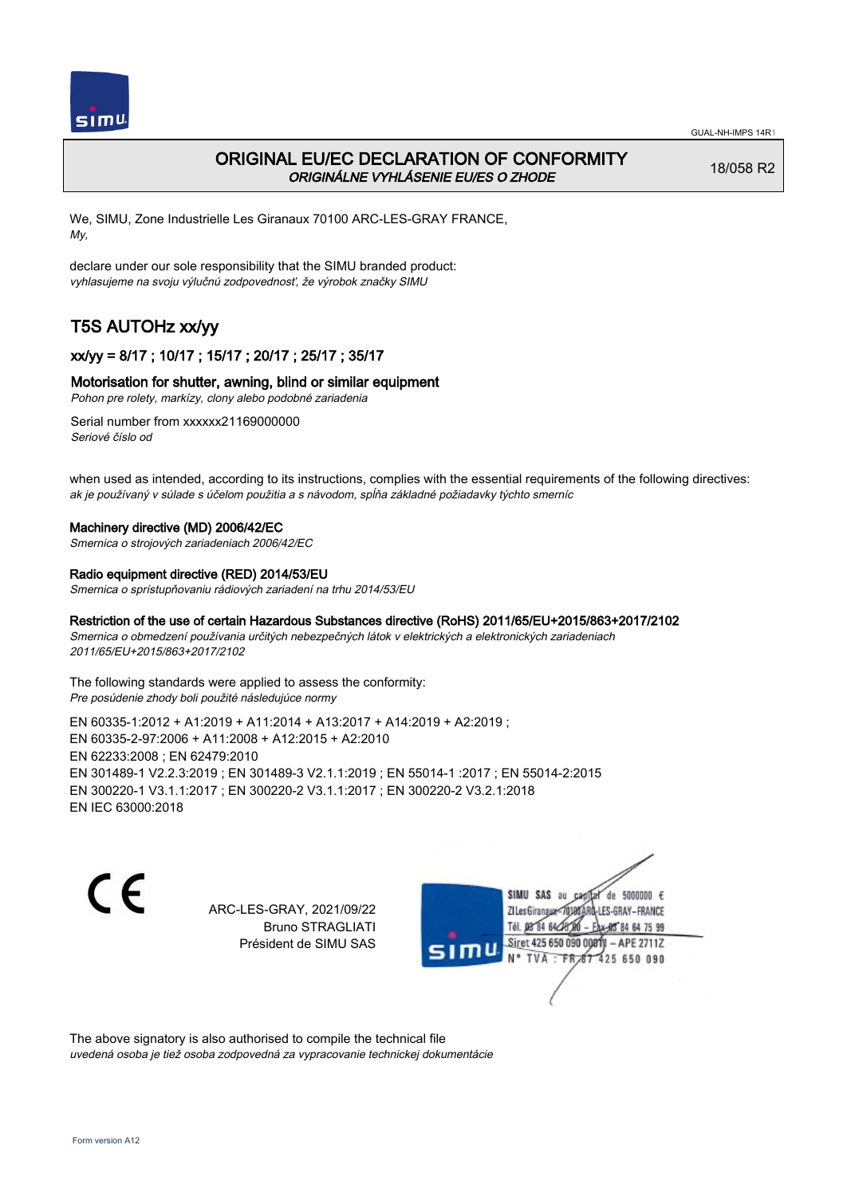# ORIGINAL EU/EC DECLARATION OF CONFORMITY
*ORIGINÁLNE VYHLÁSENIE EU/ES O ZHODE*

18/058 R2

We, SIMU, Zone Industrielle Les Giranaux 70100 ARC-LES-GRAY FRANCE,
*My,*

declare under our sole responsibility that the SIMU branded product:
*vyhlasujeme na svoju výlučnú zodpovednosť, že výrobok značky SIMU*

## T5S AUTOHz xx/yy

### xx/yy = 8/17 ; 10/17 ; 15/17 ; 20/17 ; 25/17 ; 35/17

### Motorisation for shutter, awning, blind or similar equipment
*Pohon pre rolety, markízy, clony alebo podobné zariadenia*

Serial number from xxxxxx21169000000
*Seriové číslo od*

when used as intended, according to its instructions, complies with the essential requirements of the following directives:
*ak je používaný v súlade s účelom použitia a s návodom, spĺňa základné požiadavky týchto smerníc*

**Machinery directive (MD) 2006/42/EC**
*Smernica o strojových zariadeniach 2006/42/EC*

**Radio equipment directive (RED) 2014/53/EU**
*Smernica o sprístupňovaniu rádiových zariadení na trhu 2014/53/EU*

**Restriction of the use of certain Hazardous Substances directive (RoHS) 2011/65/EU+2015/863+2017/2102**
*Smernica o obmedzení používania určitých nebezpečných látok v elektrických a elektronických zariadeniach 2011/65/EU+2015/863+2017/2102*

The following standards were applied to assess the conformity:
*Pre posúdenie zhody boli použité následujúce normy*

EN 60335-1:2012 + A1:2019 + A11:2014 + A13:2017 + A14:2019 + A2:2019 ;
EN 60335-2-97:2006 + A11:2008 + A12:2015 + A2:2010
EN 62233:2008 ; EN 62479:2010
EN 301489-1 V2.2.3:2019 ; EN 301489-3 V2.1.1:2019 ; EN 55014-1 :2017 ; EN 55014-2:2015
EN 300220-1 V3.1.1:2017 ; EN 300220-2 V3.1.1:2017 ; EN 300220-2 V3.2.1:2018
EN IEC 63000:2018

CE

ARC-LES-GRAY, 2021/09/22
Bruno STRAGLIATI
Président de SIMU SAS

SIMU SAS au capital de 5000000 €
ZI Les Giranaux 70100 ARC-LES-GRAY-FRANCE
Tél. 03 84 64 75 00 – Fax 03 84 64 75 99
Siret 425 650 090 00011 – APE 2711Z
N° TVA : FR 87 425 650 090

The above signatory is also authorised to compile the technical file
*uvedená osoba je tiež osoba zodpovedná za vypracovanie technickej dokumentácie*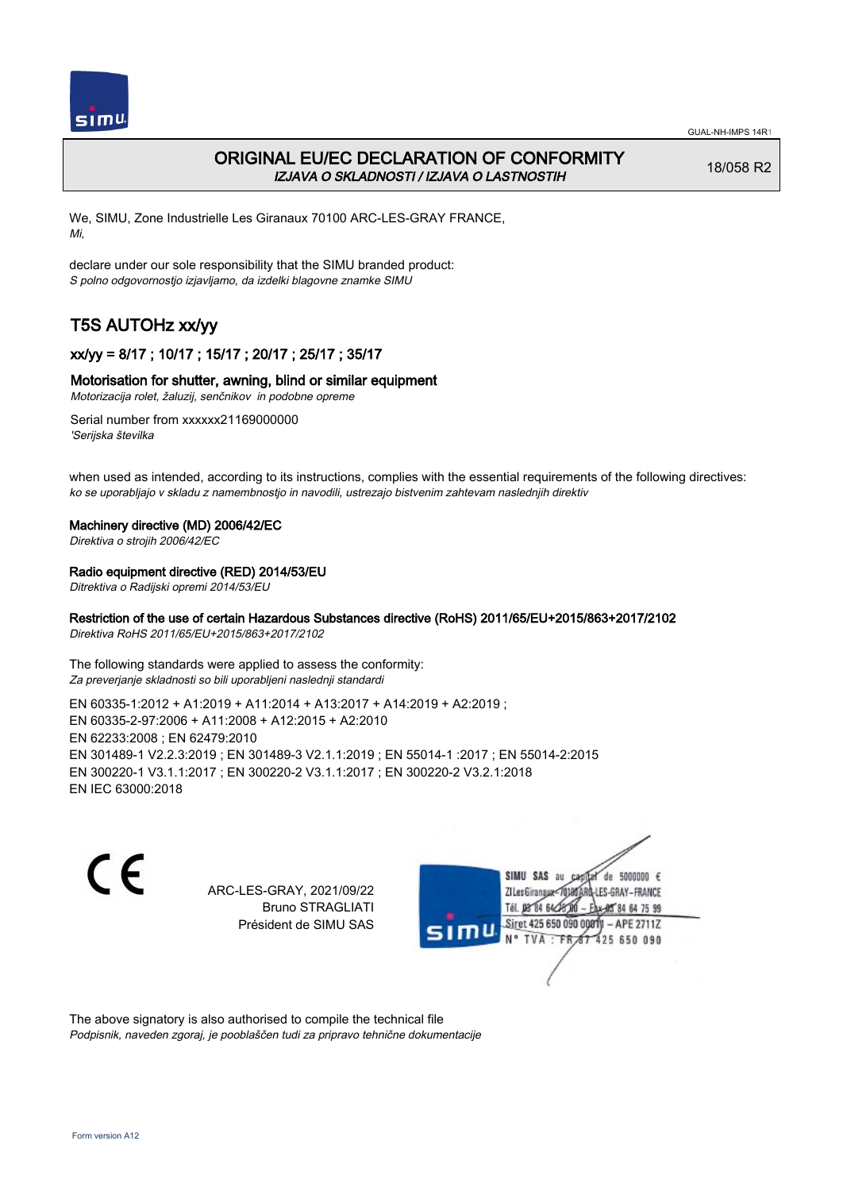GUAL-NH-IMPS 14R1

# ORIGINAL EU/EC DECLARATION OF CONFORMITY

*IZJAVA O SKLADNOSTI / IZJAVA O LASTNOSTIH*

18/058 R2

We, SIMU, Zone Industrielle Les Giranaux 70100 ARC-LES-GRAY FRANCE,
*Mi,*

declare under our sole responsibility that the SIMU branded product:
*S polno odgovornostjo izjavljamo, da izdelki blagovne znamke SIMU*

## T5S AUTOHz xx/yy

### xx/yy = 8/17 ; 10/17 ; 15/17 ; 20/17 ; 25/17 ; 35/17

### Motorisation for shutter, awning, blind or similar equipment

*Motorizacija rolet, žaluzij, senčnikov in podobne opreme*

Serial number from xxxxxx21169000000
*'Serijska številka*

when used as intended, according to its instructions, complies with the essential requirements of the following directives:
*ko se uporabljajo v skladu z namembnostjo in navodili, ustrezajo bistvenim zahtevam naslednjih direktiv*

**Machinery directive (MD) 2006/42/EC**
*Direktiva o strojih 2006/42/EC*

**Radio equipment directive (RED) 2014/53/EU**
*Ditrektiva o Radijski opremi 2014/53/EU*

**Restriction of the use of certain Hazardous Substances directive (RoHS) 2011/65/EU+2015/863+2017/2102**
*Direktiva RoHS 2011/65/EU+2015/863+2017/2102*

The following standards were applied to assess the conformity:
*Za preverjanje skladnosti so bili uporabljeni naslednji standardi*

EN 60335-1:2012 + A1:2019 + A11:2014 + A13:2017 + A14:2019 + A2:2019 ;
EN 60335-2-97:2006 + A11:2008 + A12:2015 + A2:2010
EN 62233:2008 ; EN 62479:2010
EN 301489-1 V2.2.3:2019 ; EN 301489-3 V2.1.1:2019 ; EN 55014-1 :2017 ; EN 55014-2:2015
EN 300220-1 V3.1.1:2017 ; EN 300220-2 V3.1.1:2017 ; EN 300220-2 V3.2.1:2018
EN IEC 63000:2018

CE

ARC-LES-GRAY, 2021/09/22
Bruno STRAGLIATI
Président de SIMU SAS

SIMU SAS au capital de 5000000 €
ZI Les Giranaux 70100 ARC-LES-GRAY-FRANCE
Tél. 03 84 64 75 00 – Fax 03 84 64 75 99
Siret 425 650 090 00011 – APE 2711Z
N° TVA : FR 67 425 650 090

The above signatory is also authorised to compile the technical file
*Podpisnik, naveden zgoraj, je pooblaščen tudi za pripravo tehnične dokumentacije*

Form version A12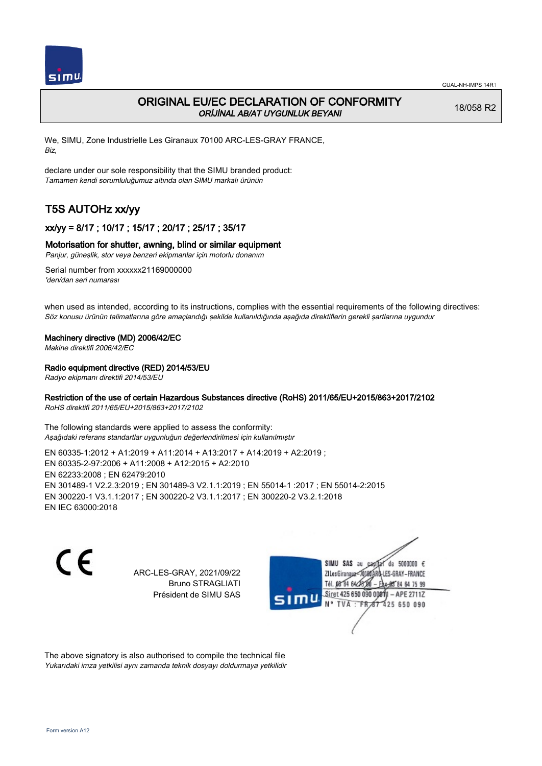GUAL-NH-IMPS 14R1

# ORIGINAL EU/EC DECLARATION OF CONFORMITY
*ORİJİNAL AB/AT UYGUNLUK BEYANI*

18/058 R2

We, SIMU, Zone Industrielle Les Giranaux 70100 ARC-LES-GRAY FRANCE,
*Biz,*

declare under our sole responsibility that the SIMU branded product:
*Tamamen kendi sorumluluğumuz altında olan SIMU markalı ürünün*

## T5S AUTOHz xx/yy

### xx/yy = 8/17 ; 10/17 ; 15/17 ; 20/17 ; 25/17 ; 35/17

### Motorisation for shutter, awning, blind or similar equipment
*Panjur, güneşlik, stor veya benzeri ekipmanlar için motorlu donanım*

Serial number from xxxxxx21169000000
*'den/dan seri numarası*

when used as intended, according to its instructions, complies with the essential requirements of the following directives:
*Söz konusu ürünün talimatlarına göre amaçlandığı şekilde kullanıldığında aşağıda direktiflerin gerekli şartlarına uygundur*

**Machinery directive (MD) 2006/42/EC**
*Makine direktifi 2006/42/EC*

**Radio equipment directive (RED) 2014/53/EU**
*Radyo ekipmanı direktifi 2014/53/EU*

**Restriction of the use of certain Hazardous Substances directive (RoHS) 2011/65/EU+2015/863+2017/2102**
*RoHS direktifi 2011/65/EU+2015/863+2017/2102*

The following standards were applied to assess the conformity:
*Aşağıdaki referans standartlar uygunluğun değerlendirilmesi için kullanılmıştır*

EN 60335-1:2012 + A1:2019 + A11:2014 + A13:2017 + A14:2019 + A2:2019 ;
EN 60335-2-97:2006 + A11:2008 + A12:2015 + A2:2010
EN 62233:2008 ; EN 62479:2010
EN 301489-1 V2.2.3:2019 ; EN 301489-3 V2.1.1:2019 ; EN 55014-1 :2017 ; EN 55014-2:2015
EN 300220-1 V3.1.1:2017 ; EN 300220-2 V3.1.1:2017 ; EN 300220-2 V3.2.1:2018
EN IEC 63000:2018

CE

ARC-LES-GRAY, 2021/09/22
Bruno STRAGLIATI
Président de SIMU SAS

SIMU SAS au capital de 5000000 €
ZI Les Giranaux 70100 ARC-LES-GRAY-FRANCE
Tél. 03 84 64 75 00 – Fax 03 84 64 75 99
Siret 425 650 090 00011 – APE 2711Z
N° TVA : FR 67 425 650 090

The above signatory is also authorised to compile the technical file
*Yukarıdaki imza yetkilisi aynı zamanda teknik dosyayı doldurmaya yetkilidir*

Form version A12